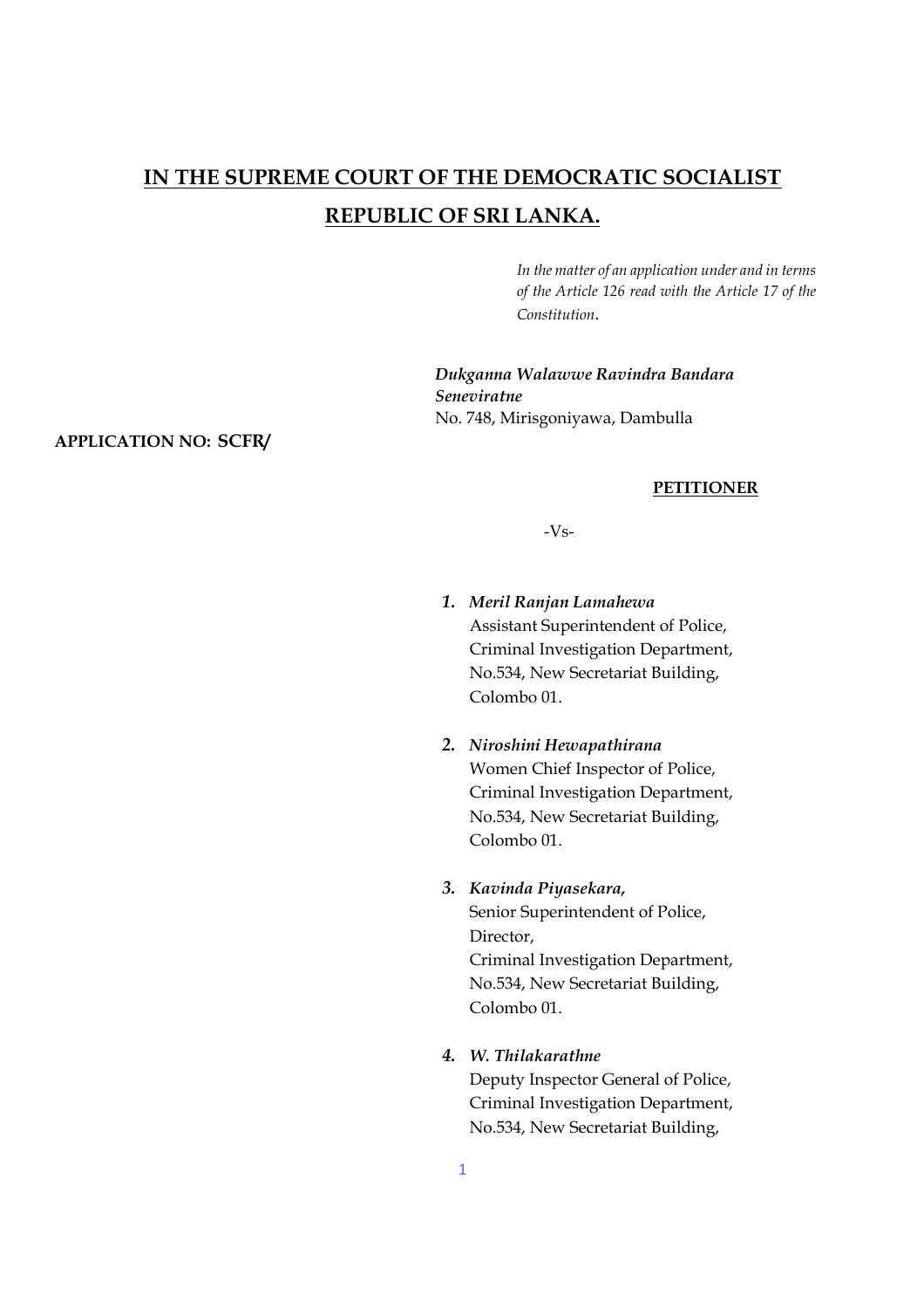# IN THE SUPREME COURT OF THE DEMOCRATIC SOCIALIST REPUBLIC OF SRI LANKA.

*In the matter of an application under and in terms of the Article 126 read with the Article 17 of the Constitution.*

***Dukganna Walawwe Ravindra Bandara Seneviratne***
No. 748, Mirisgoniyawa, Dambulla

**APPLICATION NO: SCFR/**

**PETITIONER**

-Vs-

1. ***Meril Ranjan Lamahewa***
   Assistant Superintendent of Police,
   Criminal Investigation Department,
   No.534, New Secretariat Building,
   Colombo 01.

2. ***Niroshini Hewapathirana***
   Women Chief Inspector of Police,
   Criminal Investigation Department,
   No.534, New Secretariat Building,
   Colombo 01.

3. ***Kavinda Piyasekara,***
   Senior Superintendent of Police,
   Director,
   Criminal Investigation Department,
   No.534, New Secretariat Building,
   Colombo 01.

4. ***W. Thilakarathne***
   Deputy Inspector General of Police,
   Criminal Investigation Department,
   No.534, New Secretariat Building,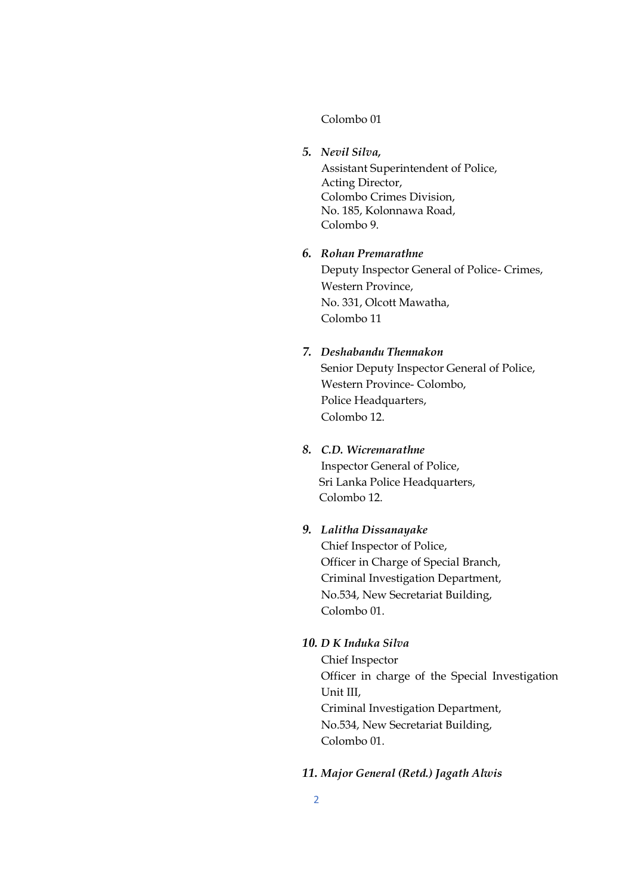Colombo 01

5. ***Nevil Silva,***
   Assistant Superintendent of Police,
   Acting Director,
   Colombo Crimes Division,
   No. 185, Kolonnawa Road,
   Colombo 9.

6. ***Rohan Premarathne***
   Deputy Inspector General of Police- Crimes,
   Western Province,
   No. 331, Olcott Mawatha,
   Colombo 11

7. ***Deshabandu Thennakon***
   Senior Deputy Inspector General of Police,
   Western Province- Colombo,
   Police Headquarters,
   Colombo 12.

8. ***C.D. Wicremarathne***
   Inspector General of Police,
   Sri Lanka Police Headquarters,
   Colombo 12.

9. ***Lalitha Dissanayake***
   Chief Inspector of Police,
   Officer in Charge of Special Branch,
   Criminal Investigation Department,
   No.534, New Secretariat Building,
   Colombo 01.

10. ***D K Induka Silva***
    Chief Inspector
    Officer in charge of the Special Investigation Unit III,
    Criminal Investigation Department,
    No.534, New Secretariat Building,
    Colombo 01.

11. ***Major General (Retd.) Jagath Alwis***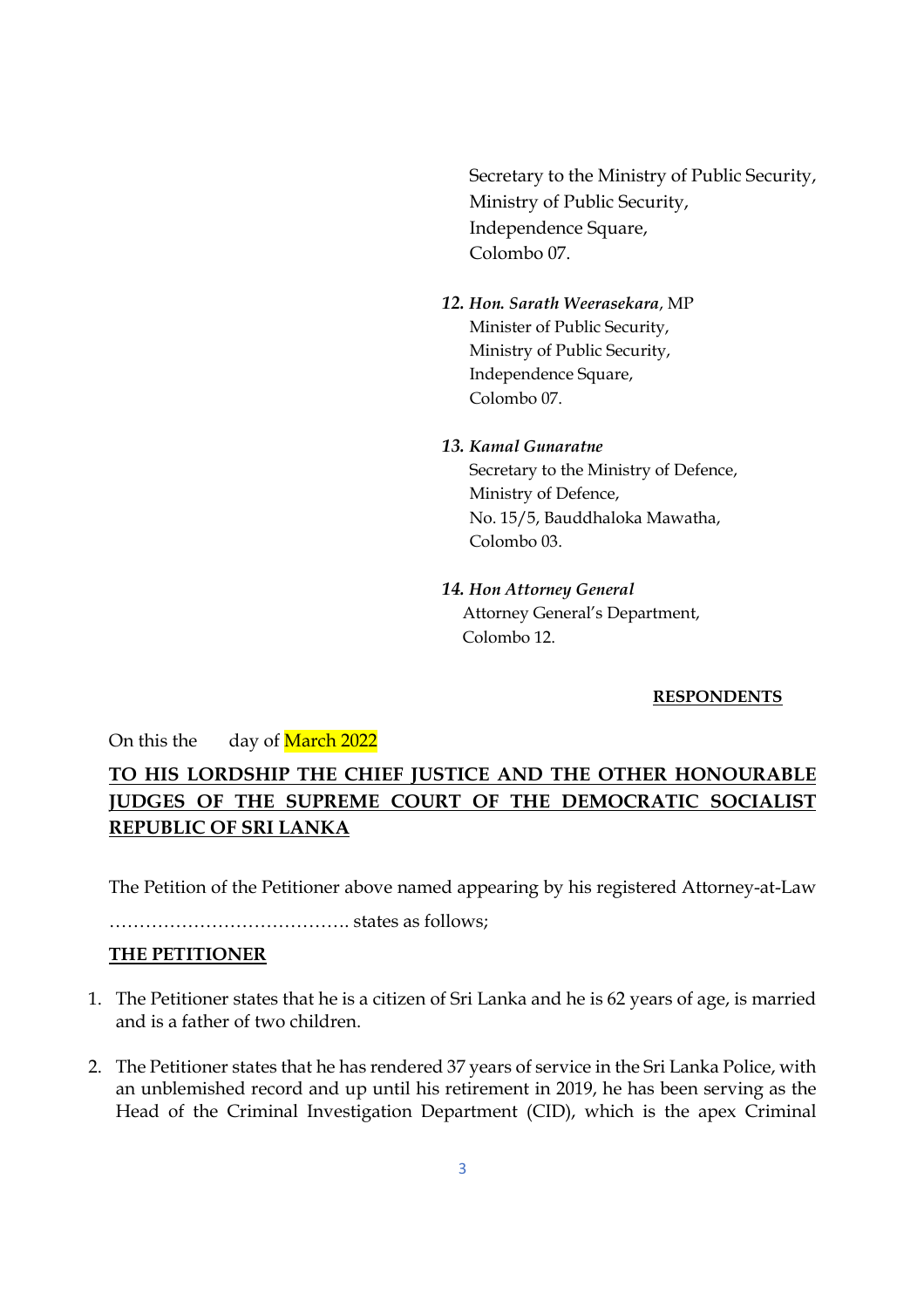Secretary to the Ministry of Public Security,
Ministry of Public Security,
Independence Square,
Colombo 07.

12. ***Hon. Sarath Weerasekara***, MP
Minister of Public Security,
Ministry of Public Security,
Independence Square,
Colombo 07.

13. ***Kamal Gunaratne***
Secretary to the Ministry of Defence,
Ministry of Defence,
No. 15/5, Bauddhaloka Mawatha,
Colombo 03.

14. ***Hon Attorney General***
Attorney General's Department,
Colombo 12.

**RESPONDENTS**

On this the day of March 2022

**TO HIS LORDSHIP THE CHIEF JUSTICE AND THE OTHER HONOURABLE JUDGES OF THE SUPREME COURT OF THE DEMOCRATIC SOCIALIST REPUBLIC OF SRI LANKA**

The Petition of the Petitioner above named appearing by his registered Attorney-at-Law ………………………………… states as follows;

**THE PETITIONER**

1. The Petitioner states that he is a citizen of Sri Lanka and he is 62 years of age, is married and is a father of two children.

2. The Petitioner states that he has rendered 37 years of service in the Sri Lanka Police, with an unblemished record and up until his retirement in 2019, he has been serving as the Head of the Criminal Investigation Department (CID), which is the apex Criminal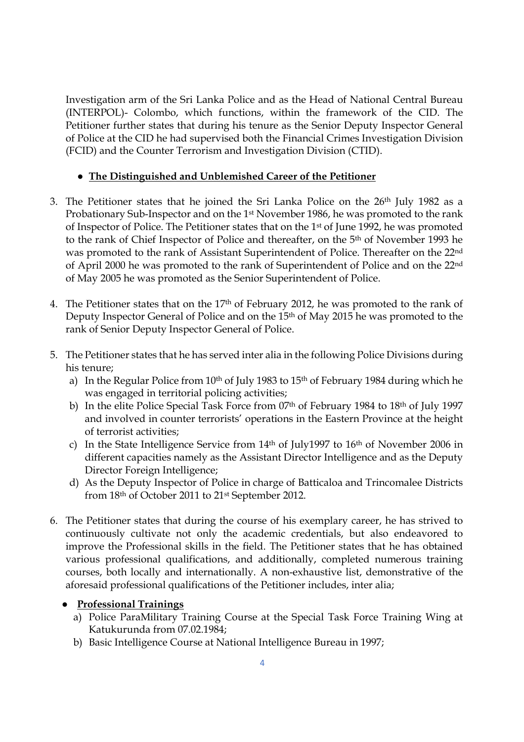Investigation arm of the Sri Lanka Police and as the Head of National Central Bureau (INTERPOL)- Colombo, which functions, within the framework of the CID. The Petitioner further states that during his tenure as the Senior Deputy Inspector General of Police at the CID he had supervised both the Financial Crimes Investigation Division (FCID) and the Counter Terrorism and Investigation Division (CTID).

- **<u>The Distinguished and Unblemished Career of the Petitioner</u>**

3. The Petitioner states that he joined the Sri Lanka Police on the 26th July 1982 as a Probationary Sub-Inspector and on the 1st November 1986, he was promoted to the rank of Inspector of Police. The Petitioner states that on the 1st of June 1992, he was promoted to the rank of Chief Inspector of Police and thereafter, on the 5th of November 1993 he was promoted to the rank of Assistant Superintendent of Police. Thereafter on the 22nd of April 2000 he was promoted to the rank of Superintendent of Police and on the 22nd of May 2005 he was promoted as the Senior Superintendent of Police.

4. The Petitioner states that on the 17th of February 2012, he was promoted to the rank of Deputy Inspector General of Police and on the 15th of May 2015 he was promoted to the rank of Senior Deputy Inspector General of Police.

5. The Petitioner states that he has served inter alia in the following Police Divisions during his tenure;
   a) In the Regular Police from 10th of July 1983 to 15th of February 1984 during which he was engaged in territorial policing activities;
   b) In the elite Police Special Task Force from 07th of February 1984 to 18th of July 1997 and involved in counter terrorists' operations in the Eastern Province at the height of terrorist activities;
   c) In the State Intelligence Service from 14th of July1997 to 16th of November 2006 in different capacities namely as the Assistant Director Intelligence and as the Deputy Director Foreign Intelligence;
   d) As the Deputy Inspector of Police in charge of Batticaloa and Trincomalee Districts from 18th of October 2011 to 21st September 2012.

6. The Petitioner states that during the course of his exemplary career, he has strived to continuously cultivate not only the academic credentials, but also endeavored to improve the Professional skills in the field. The Petitioner states that he has obtained various professional qualifications, and additionally, completed numerous training courses, both locally and internationally. A non-exhaustive list, demonstrative of the aforesaid professional qualifications of the Petitioner includes, inter alia;

- **<u>Professional Trainings</u>**
   a) Police ParaMilitary Training Course at the Special Task Force Training Wing at Katukurunda from 07.02.1984;
   b) Basic Intelligence Course at National Intelligence Bureau in 1997;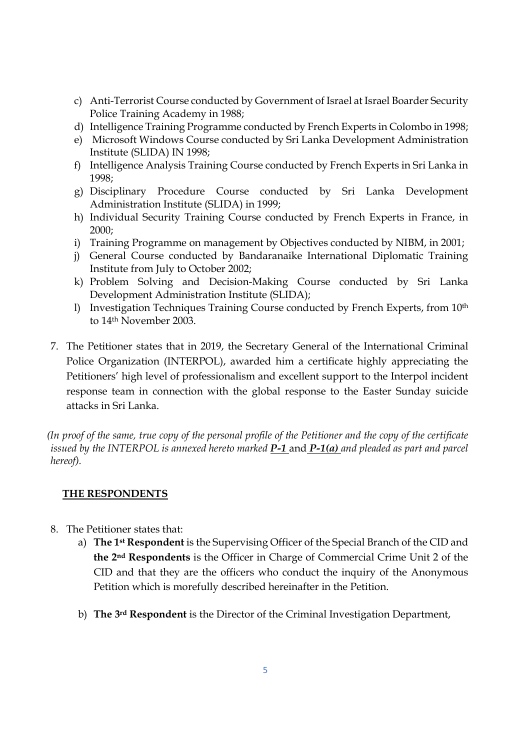c) Anti-Terrorist Course conducted by Government of Israel at Israel Boarder Security Police Training Academy in 1988;
d) Intelligence Training Programme conducted by French Experts in Colombo in 1998;
e) Microsoft Windows Course conducted by Sri Lanka Development Administration Institute (SLIDA) IN 1998;
f) Intelligence Analysis Training Course conducted by French Experts in Sri Lanka in 1998;
g) Disciplinary Procedure Course conducted by Sri Lanka Development Administration Institute (SLIDA) in 1999;
h) Individual Security Training Course conducted by French Experts in France, in 2000;
i) Training Programme on management by Objectives conducted by NIBM, in 2001;
j) General Course conducted by Bandaranaike International Diplomatic Training Institute from July to October 2002;
k) Problem Solving and Decision-Making Course conducted by Sri Lanka Development Administration Institute (SLIDA);
l) Investigation Techniques Training Course conducted by French Experts, from 10th to 14th November 2003.

7. The Petitioner states that in 2019, the Secretary General of the International Criminal Police Organization (INTERPOL), awarded him a certificate highly appreciating the Petitioners' high level of professionalism and excellent support to the Interpol incident response team in connection with the global response to the Easter Sunday suicide attacks in Sri Lanka.

*(In proof of the same, true copy of the personal profile of the Petitioner and the copy of the certificate issued by the INTERPOL is annexed hereto marked* ***P-1*** and ***P-1(a)*** *and pleaded as part and parcel hereof).*

**THE RESPONDENTS**

8. The Petitioner states that:
   a) **The 1st Respondent** is the Supervising Officer of the Special Branch of the CID and **the 2nd Respondents** is the Officer in Charge of Commercial Crime Unit 2 of the CID and that they are the officers who conduct the inquiry of the Anonymous Petition which is morefully described hereinafter in the Petition.

   b) **The 3rd Respondent** is the Director of the Criminal Investigation Department,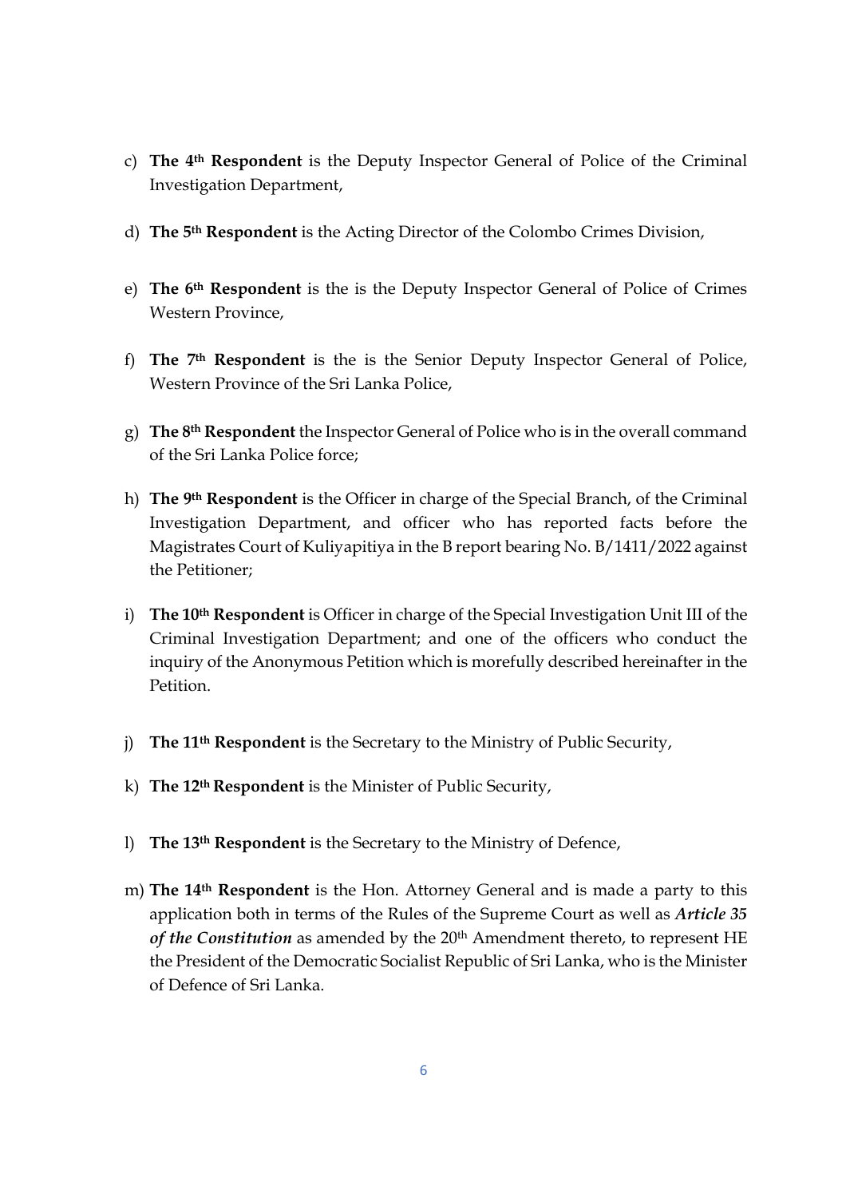c) **The 4th Respondent** is the Deputy Inspector General of Police of the Criminal Investigation Department,

d) **The 5th Respondent** is the Acting Director of the Colombo Crimes Division,

e) **The 6th Respondent** is the is the Deputy Inspector General of Police of Crimes Western Province,

f) **The 7th Respondent** is the is the Senior Deputy Inspector General of Police, Western Province of the Sri Lanka Police,

g) **The 8th Respondent** the Inspector General of Police who is in the overall command of the Sri Lanka Police force;

h) **The 9th Respondent** is the Officer in charge of the Special Branch, of the Criminal Investigation Department, and officer who has reported facts before the Magistrates Court of Kuliyapitiya in the B report bearing No. B/1411/2022 against the Petitioner;

i) **The 10th Respondent** is Officer in charge of the Special Investigation Unit III of the Criminal Investigation Department; and one of the officers who conduct the inquiry of the Anonymous Petition which is morefully described hereinafter in the Petition.

j) **The 11th Respondent** is the Secretary to the Ministry of Public Security,

k) **The 12th Respondent** is the Minister of Public Security,

l) **The 13th Respondent** is the Secretary to the Ministry of Defence,

m) **The 14th Respondent** is the Hon. Attorney General and is made a party to this application both in terms of the Rules of the Supreme Court as well as ***Article 35 of the Constitution*** as amended by the 20th Amendment thereto, to represent HE the President of the Democratic Socialist Republic of Sri Lanka, who is the Minister of Defence of Sri Lanka.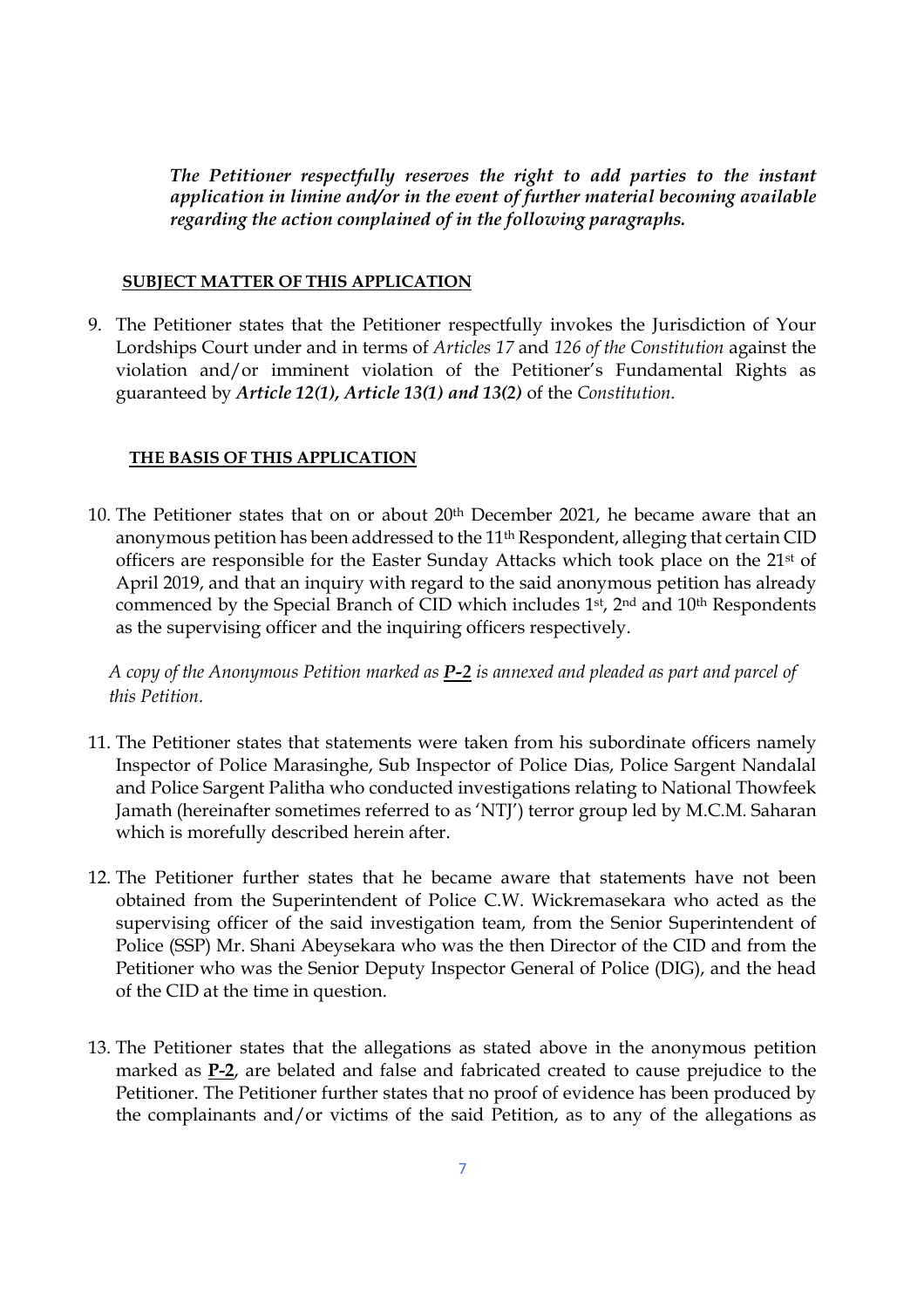***The Petitioner respectfully reserves the right to add parties to the instant application in limine and/or in the event of further material becoming available regarding the action complained of in the following paragraphs.***

**SUBJECT MATTER OF THIS APPLICATION**

9. The Petitioner states that the Petitioner respectfully invokes the Jurisdiction of Your Lordships Court under and in terms of *Articles 17* and *126 of the Constitution* against the violation and/or imminent violation of the Petitioner's Fundamental Rights as guaranteed by ***Article 12(1), Article 13(1) and 13(2)*** of the *Constitution.*

**THE BASIS OF THIS APPLICATION**

10. The Petitioner states that on or about 20th December 2021, he became aware that an anonymous petition has been addressed to the 11th Respondent, alleging that certain CID officers are responsible for the Easter Sunday Attacks which took place on the 21st of April 2019, and that an inquiry with regard to the said anonymous petition has already commenced by the Special Branch of CID which includes 1st, 2nd and 10th Respondents as the supervising officer and the inquiring officers respectively.

    *A copy of the Anonymous Petition marked as **P-2** is annexed and pleaded as part and parcel of this Petition.*

11. The Petitioner states that statements were taken from his subordinate officers namely Inspector of Police Marasinghe, Sub Inspector of Police Dias, Police Sargent Nandalal and Police Sargent Palitha who conducted investigations relating to National Thowfeek Jamath (hereinafter sometimes referred to as 'NTJ') terror group led by M.C.M. Saharan which is morefully described herein after.

12. The Petitioner further states that he became aware that statements have not been obtained from the Superintendent of Police C.W. Wickremasekara who acted as the supervising officer of the said investigation team, from the Senior Superintendent of Police (SSP) Mr. Shani Abeysekara who was the then Director of the CID and from the Petitioner who was the Senior Deputy Inspector General of Police (DIG), and the head of the CID at the time in question.

13. The Petitioner states that the allegations as stated above in the anonymous petition marked as **P-2**, are belated and false and fabricated created to cause prejudice to the Petitioner. The Petitioner further states that no proof of evidence has been produced by the complainants and/or victims of the said Petition, as to any of the allegations as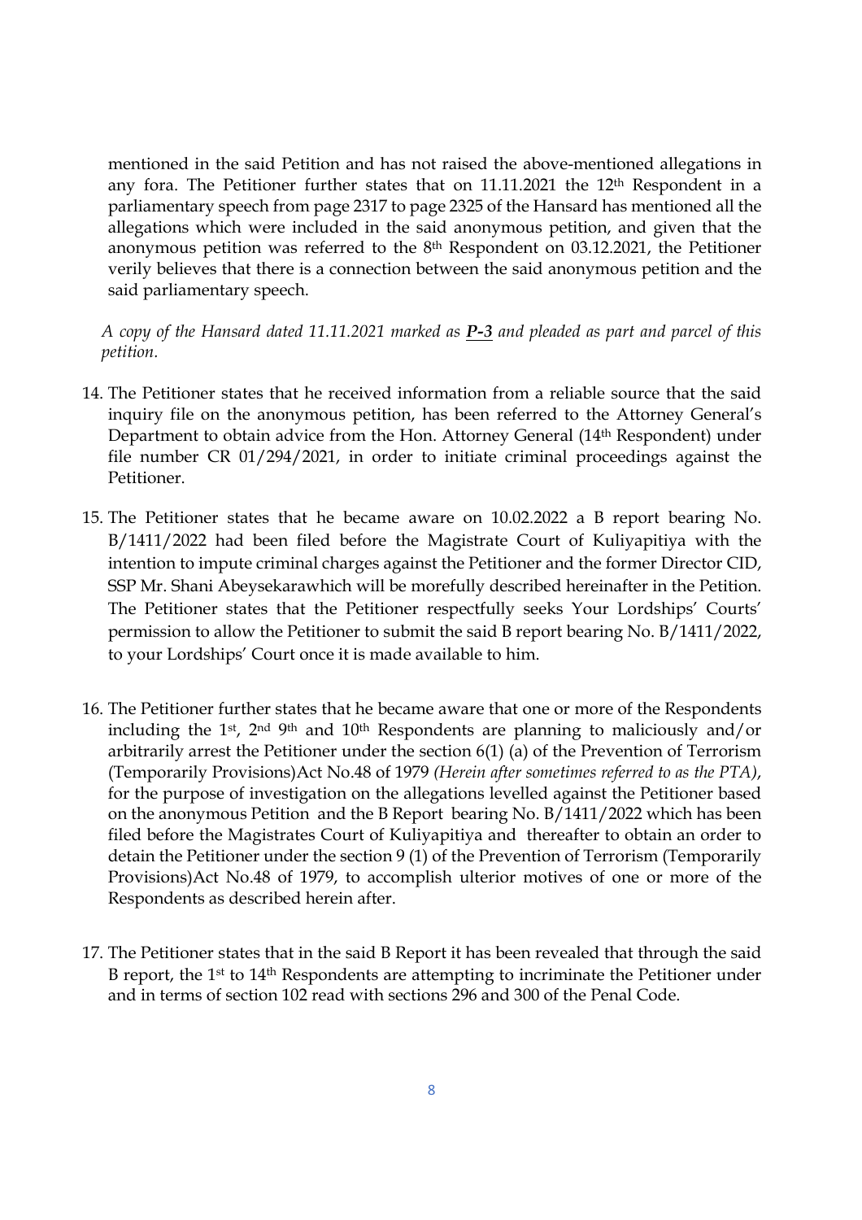mentioned in the said Petition and has not raised the above-mentioned allegations in any fora. The Petitioner further states that on 11.11.2021 the 12th Respondent in a parliamentary speech from page 2317 to page 2325 of the Hansard has mentioned all the allegations which were included in the said anonymous petition, and given that the anonymous petition was referred to the 8th Respondent on 03.12.2021, the Petitioner verily believes that there is a connection between the said anonymous petition and the said parliamentary speech.

*A copy of the Hansard dated 11.11.2021 marked as **P-3** and pleaded as part and parcel of this petition.*

14. The Petitioner states that he received information from a reliable source that the said inquiry file on the anonymous petition, has been referred to the Attorney General's Department to obtain advice from the Hon. Attorney General (14th Respondent) under file number CR 01/294/2021, in order to initiate criminal proceedings against the Petitioner.

15. The Petitioner states that he became aware on 10.02.2022 a B report bearing No. B/1411/2022 had been filed before the Magistrate Court of Kuliyapitiya with the intention to impute criminal charges against the Petitioner and the former Director CID, SSP Mr. Shani Abeysekarawhich will be morefully described hereinafter in the Petition. The Petitioner states that the Petitioner respectfully seeks Your Lordships' Courts' permission to allow the Petitioner to submit the said B report bearing No. B/1411/2022, to your Lordships' Court once it is made available to him.

16. The Petitioner further states that he became aware that one or more of the Respondents including the 1st, 2nd 9th and 10th Respondents are planning to maliciously and/or arbitrarily arrest the Petitioner under the section 6(1) (a) of the Prevention of Terrorism (Temporarily Provisions)Act No.48 of 1979 *(Herein after sometimes referred to as the PTA)*, for the purpose of investigation on the allegations levelled against the Petitioner based on the anonymous Petition and the B Report bearing No. B/1411/2022 which has been filed before the Magistrates Court of Kuliyapitiya and thereafter to obtain an order to detain the Petitioner under the section 9 (1) of the Prevention of Terrorism (Temporarily Provisions)Act No.48 of 1979, to accomplish ulterior motives of one or more of the Respondents as described herein after.

17. The Petitioner states that in the said B Report it has been revealed that through the said B report, the 1st to 14th Respondents are attempting to incriminate the Petitioner under and in terms of section 102 read with sections 296 and 300 of the Penal Code.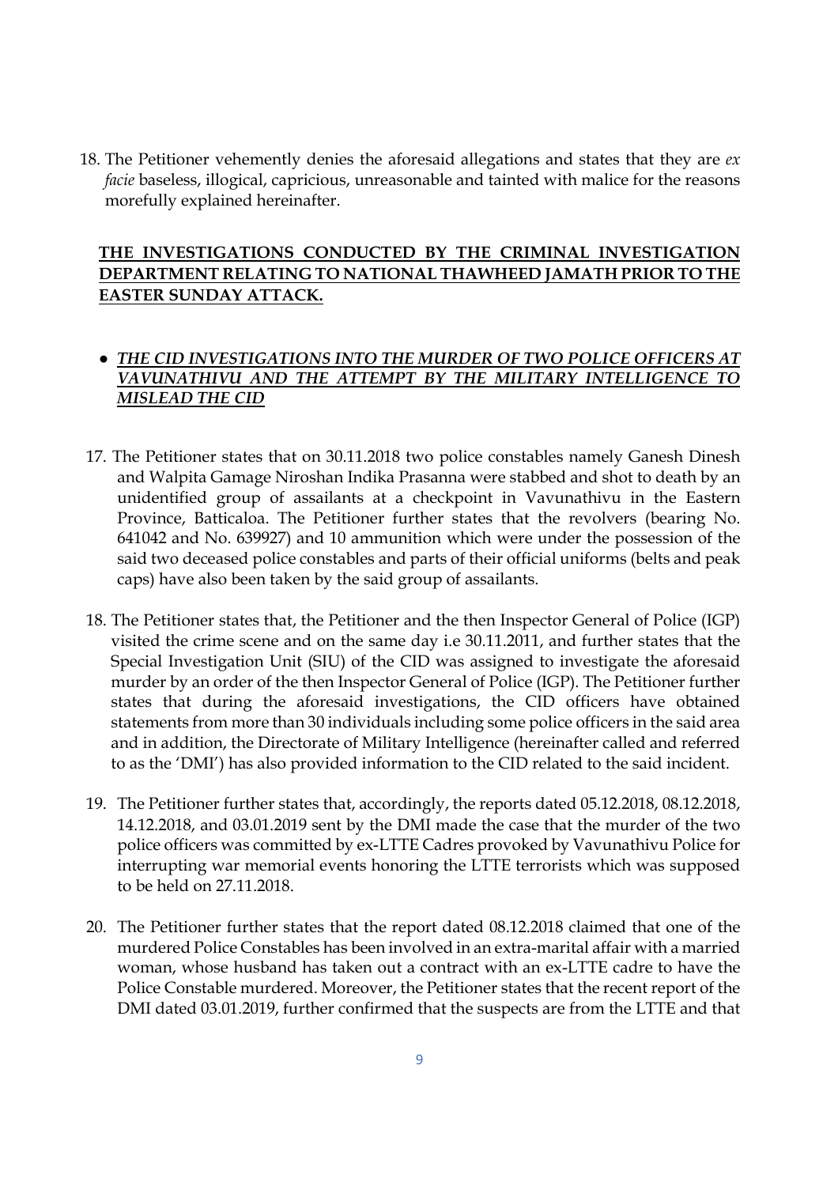18. The Petitioner vehemently denies the aforesaid allegations and states that they are *ex facie* baseless, illogical, capricious, unreasonable and tainted with malice for the reasons morefully explained hereinafter.

## THE INVESTIGATIONS CONDUCTED BY THE CRIMINAL INVESTIGATION DEPARTMENT RELATING TO NATIONAL THAWHEED JAMATH PRIOR TO THE EASTER SUNDAY ATTACK.

- ***THE CID INVESTIGATIONS INTO THE MURDER OF TWO POLICE OFFICERS AT VAVUNATHIVU AND THE ATTEMPT BY THE MILITARY INTELLIGENCE TO MISLEAD THE CID***

17. The Petitioner states that on 30.11.2018 two police constables namely Ganesh Dinesh and Walpita Gamage Niroshan Indika Prasanna were stabbed and shot to death by an unidentified group of assailants at a checkpoint in Vavunathivu in the Eastern Province, Batticaloa. The Petitioner further states that the revolvers (bearing No. 641042 and No. 639927) and 10 ammunition which were under the possession of the said two deceased police constables and parts of their official uniforms (belts and peak caps) have also been taken by the said group of assailants.

18. The Petitioner states that, the Petitioner and the then Inspector General of Police (IGP) visited the crime scene and on the same day i.e 30.11.2011, and further states that the Special Investigation Unit (SIU) of the CID was assigned to investigate the aforesaid murder by an order of the then Inspector General of Police (IGP). The Petitioner further states that during the aforesaid investigations, the CID officers have obtained statements from more than 30 individuals including some police officers in the said area and in addition, the Directorate of Military Intelligence (hereinafter called and referred to as the 'DMI') has also provided information to the CID related to the said incident.

19. The Petitioner further states that, accordingly, the reports dated 05.12.2018, 08.12.2018, 14.12.2018, and 03.01.2019 sent by the DMI made the case that the murder of the two police officers was committed by ex-LTTE Cadres provoked by Vavunathivu Police for interrupting war memorial events honoring the LTTE terrorists which was supposed to be held on 27.11.2018.

20. The Petitioner further states that the report dated 08.12.2018 claimed that one of the murdered Police Constables has been involved in an extra-marital affair with a married woman, whose husband has taken out a contract with an ex-LTTE cadre to have the Police Constable murdered. Moreover, the Petitioner states that the recent report of the DMI dated 03.01.2019, further confirmed that the suspects are from the LTTE and that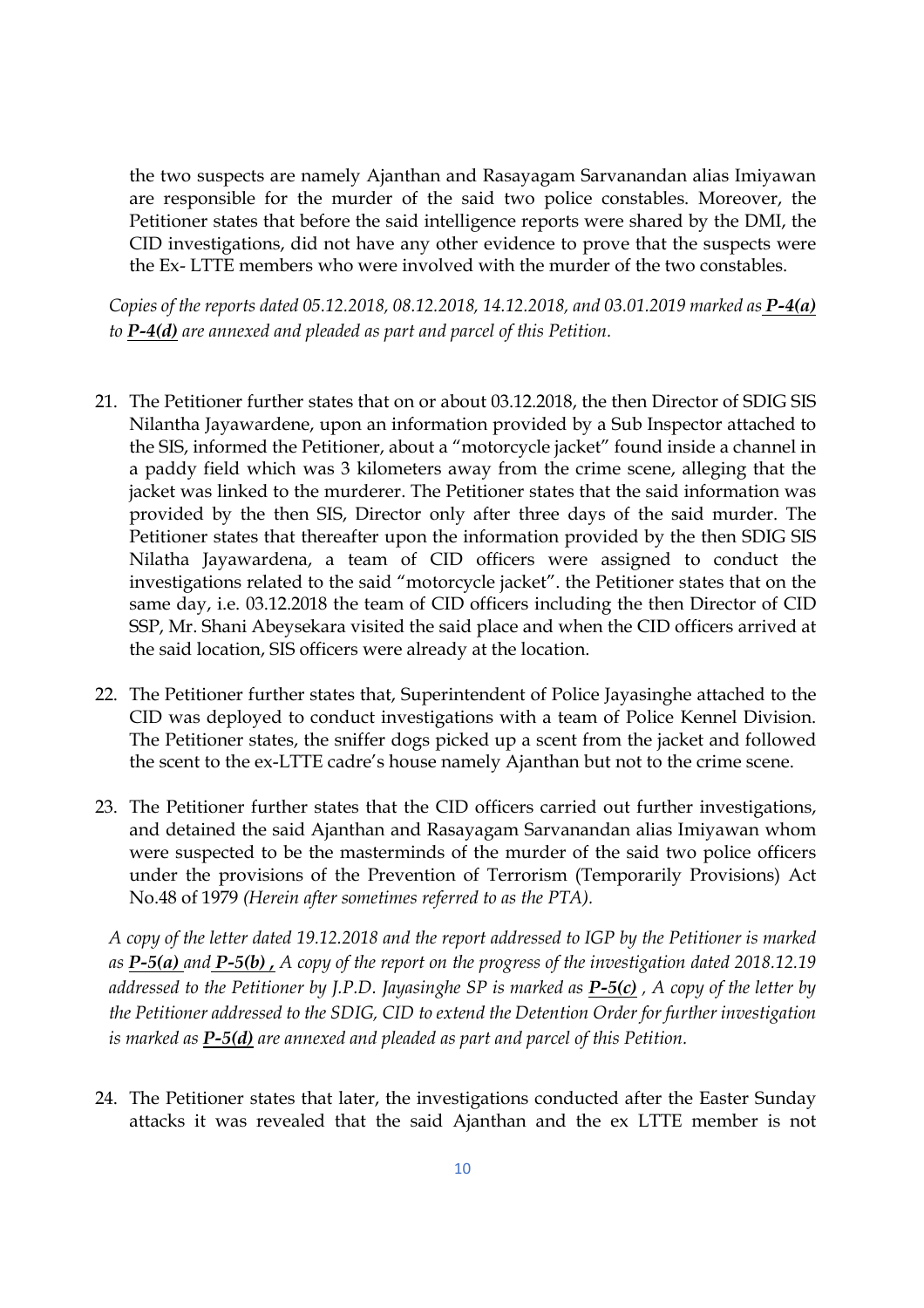the two suspects are namely Ajanthan and Rasayagam Sarvanandan alias Imiyawan are responsible for the murder of the said two police constables. Moreover, the Petitioner states that before the said intelligence reports were shared by the DMI, the CID investigations, did not have any other evidence to prove that the suspects were the Ex- LTTE members who were involved with the murder of the two constables.

*Copies of the reports dated 05.12.2018, 08.12.2018, 14.12.2018, and 03.01.2019 marked as **P-4(a)** to **P-4(d)** are annexed and pleaded as part and parcel of this Petition.*

21. The Petitioner further states that on or about 03.12.2018, the then Director of SDIG SIS Nilantha Jayawardene, upon an information provided by a Sub Inspector attached to the SIS, informed the Petitioner, about a "motorcycle jacket" found inside a channel in a paddy field which was 3 kilometers away from the crime scene, alleging that the jacket was linked to the murderer. The Petitioner states that the said information was provided by the then SIS, Director only after three days of the said murder. The Petitioner states that thereafter upon the information provided by the then SDIG SIS Nilatha Jayawardena, a team of CID officers were assigned to conduct the investigations related to the said "motorcycle jacket". the Petitioner states that on the same day, i.e. 03.12.2018 the team of CID officers including the then Director of CID SSP, Mr. Shani Abeysekara visited the said place and when the CID officers arrived at the said location, SIS officers were already at the location.

22. The Petitioner further states that, Superintendent of Police Jayasinghe attached to the CID was deployed to conduct investigations with a team of Police Kennel Division. The Petitioner states, the sniffer dogs picked up a scent from the jacket and followed the scent to the ex-LTTE cadre's house namely Ajanthan but not to the crime scene.

23. The Petitioner further states that the CID officers carried out further investigations, and detained the said Ajanthan and Rasayagam Sarvanandan alias Imiyawan whom were suspected to be the masterminds of the murder of the said two police officers under the provisions of the Prevention of Terrorism (Temporarily Provisions) Act No.48 of 1979 *(Herein after sometimes referred to as the PTA).*

*A copy of the letter dated 19.12.2018 and the report addressed to IGP by the Petitioner is marked as **P-5(a)** and **P-5(b)** , A copy of the report on the progress of the investigation dated 2018.12.19 addressed to the Petitioner by J.P.D. Jayasinghe SP is marked as **P-5(c)** , A copy of the letter by the Petitioner addressed to the SDIG, CID to extend the Detention Order for further investigation is marked as **P-5(d)** are annexed and pleaded as part and parcel of this Petition.*

24. The Petitioner states that later, the investigations conducted after the Easter Sunday attacks it was revealed that the said Ajanthan and the ex LTTE member is not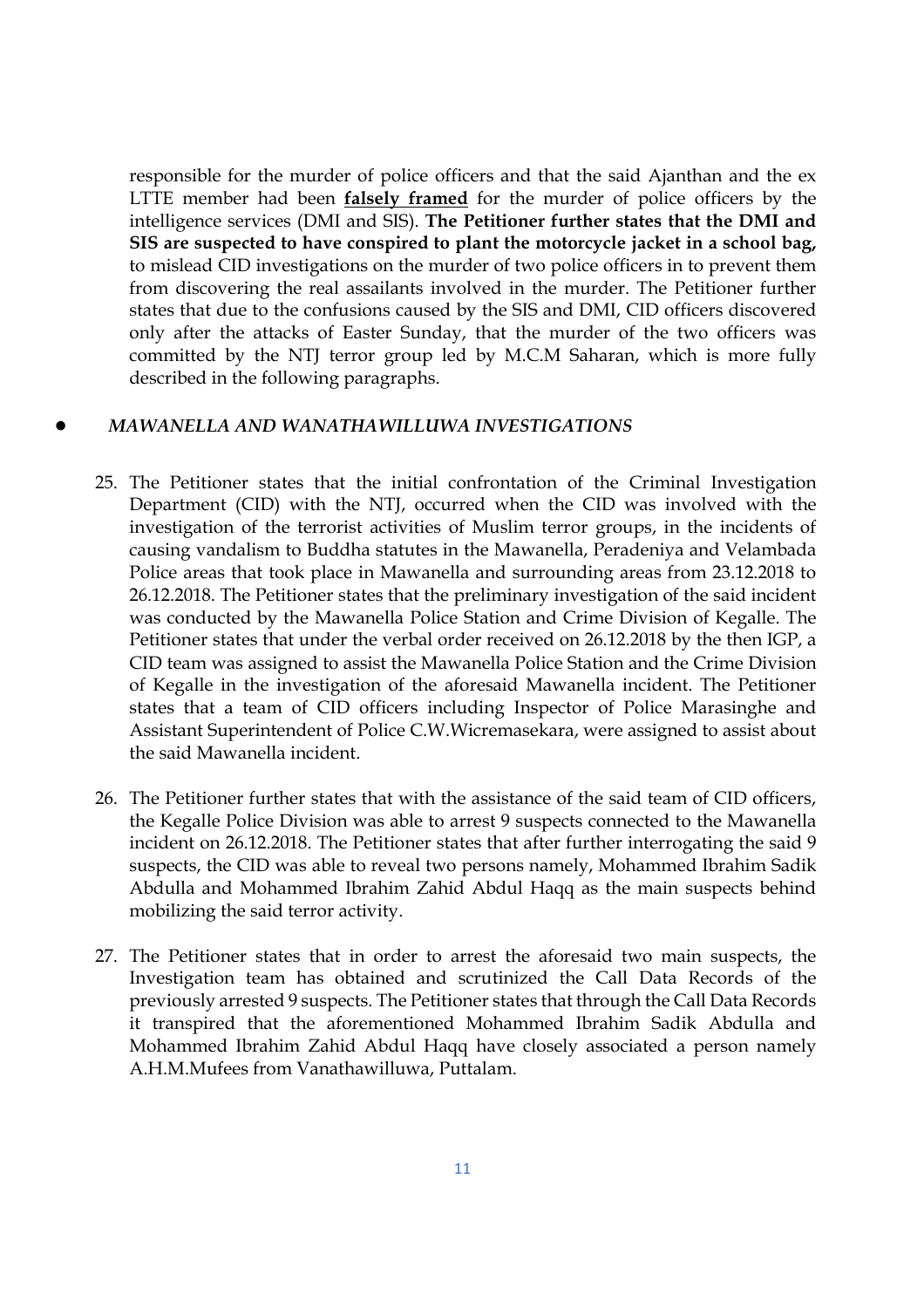responsible for the murder of police officers and that the said Ajanthan and the ex LTTE member had been **<u>falsely framed</u>** for the murder of police officers by the intelligence services (DMI and SIS). **The Petitioner further states that the DMI and SIS are suspected to have conspired to plant the motorcycle jacket in a school bag,** to mislead CID investigations on the murder of two police officers in to prevent them from discovering the real assailants involved in the murder. The Petitioner further states that due to the confusions caused by the SIS and DMI, CID officers discovered only after the attacks of Easter Sunday, that the murder of the two officers was committed by the NTJ terror group led by M.C.M Saharan, which is more fully described in the following paragraphs.

- ***MAWANELLA AND WANATHAWILLUWA INVESTIGATIONS***

25. The Petitioner states that the initial confrontation of the Criminal Investigation Department (CID) with the NTJ, occurred when the CID was involved with the investigation of the terrorist activities of Muslim terror groups, in the incidents of causing vandalism to Buddha statutes in the Mawanella, Peradeniya and Velambada Police areas that took place in Mawanella and surrounding areas from 23.12.2018 to 26.12.2018. The Petitioner states that the preliminary investigation of the said incident was conducted by the Mawanella Police Station and Crime Division of Kegalle. The Petitioner states that under the verbal order received on 26.12.2018 by the then IGP, a CID team was assigned to assist the Mawanella Police Station and the Crime Division of Kegalle in the investigation of the aforesaid Mawanella incident. The Petitioner states that a team of CID officers including Inspector of Police Marasinghe and Assistant Superintendent of Police C.W.Wicremasekara, were assigned to assist about the said Mawanella incident.

26. The Petitioner further states that with the assistance of the said team of CID officers, the Kegalle Police Division was able to arrest 9 suspects connected to the Mawanella incident on 26.12.2018. The Petitioner states that after further interrogating the said 9 suspects, the CID was able to reveal two persons namely, Mohammed Ibrahim Sadik Abdulla and Mohammed Ibrahim Zahid Abdul Haqq as the main suspects behind mobilizing the said terror activity.

27. The Petitioner states that in order to arrest the aforesaid two main suspects, the Investigation team has obtained and scrutinized the Call Data Records of the previously arrested 9 suspects. The Petitioner states that through the Call Data Records it transpired that the aforementioned Mohammed Ibrahim Sadik Abdulla and Mohammed Ibrahim Zahid Abdul Haqq have closely associated a person namely A.H.M.Mufees from Vanathawilluwa, Puttalam.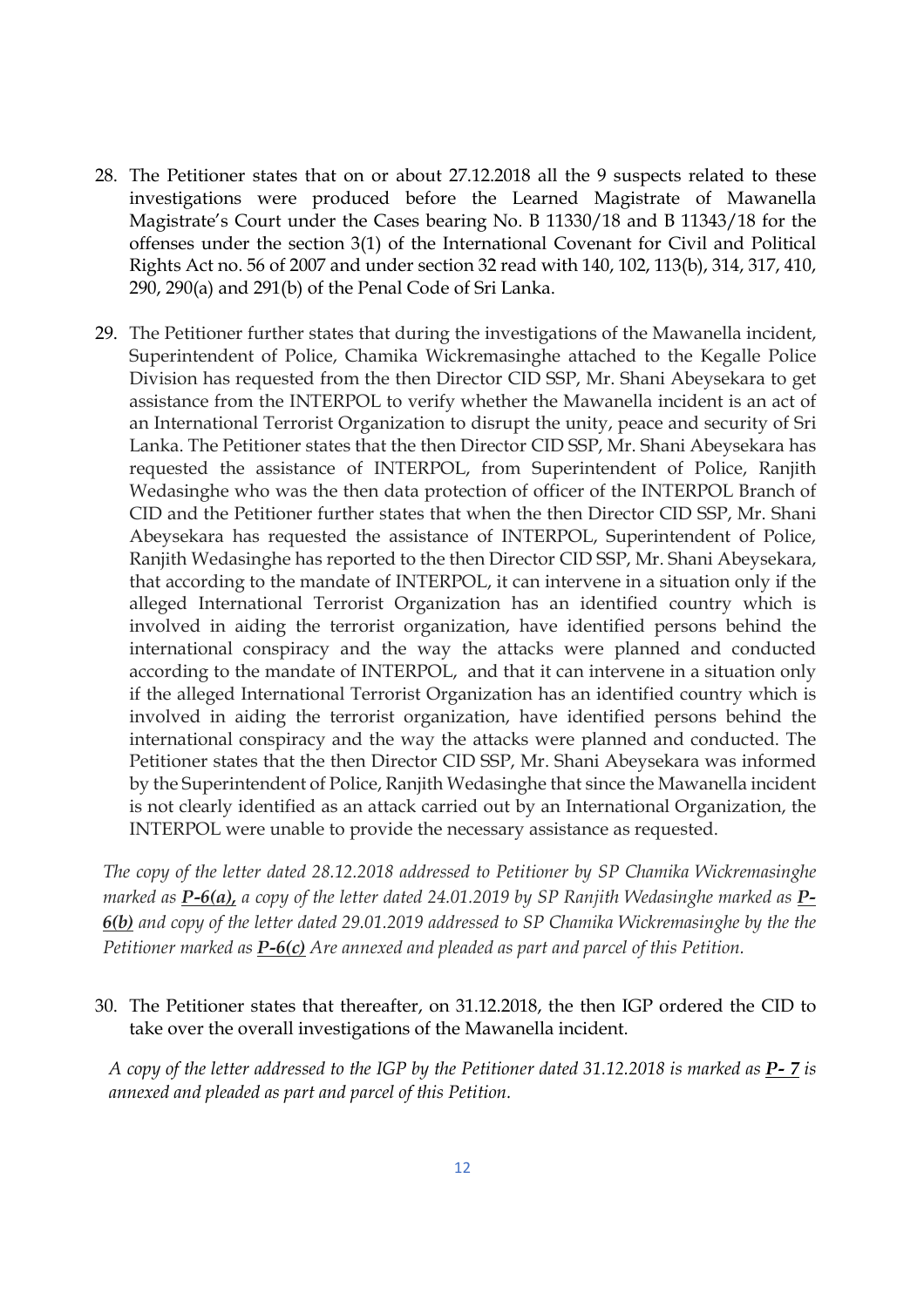28. The Petitioner states that on or about 27.12.2018 all the 9 suspects related to these investigations were produced before the Learned Magistrate of Mawanella Magistrate's Court under the Cases bearing No. B 11330/18 and B 11343/18 for the offenses under the section 3(1) of the International Covenant for Civil and Political Rights Act no. 56 of 2007 and under section 32 read with 140, 102, 113(b), 314, 317, 410, 290, 290(a) and 291(b) of the Penal Code of Sri Lanka.

29. The Petitioner further states that during the investigations of the Mawanella incident, Superintendent of Police, Chamika Wickremasinghe attached to the Kegalle Police Division has requested from the then Director CID SSP, Mr. Shani Abeysekara to get assistance from the INTERPOL to verify whether the Mawanella incident is an act of an International Terrorist Organization to disrupt the unity, peace and security of Sri Lanka. The Petitioner states that the then Director CID SSP, Mr. Shani Abeysekara has requested the assistance of INTERPOL, from Superintendent of Police, Ranjith Wedasinghe who was the then data protection of officer of the INTERPOL Branch of CID and the Petitioner further states that when the then Director CID SSP, Mr. Shani Abeysekara has requested the assistance of INTERPOL, Superintendent of Police, Ranjith Wedasinghe has reported to the then Director CID SSP, Mr. Shani Abeysekara, that according to the mandate of INTERPOL, it can intervene in a situation only if the alleged International Terrorist Organization has an identified country which is involved in aiding the terrorist organization, have identified persons behind the international conspiracy and the way the attacks were planned and conducted according to the mandate of INTERPOL, and that it can intervene in a situation only if the alleged International Terrorist Organization has an identified country which is involved in aiding the terrorist organization, have identified persons behind the international conspiracy and the way the attacks were planned and conducted. The Petitioner states that the then Director CID SSP, Mr. Shani Abeysekara was informed by the Superintendent of Police, Ranjith Wedasinghe that since the Mawanella incident is not clearly identified as an attack carried out by an International Organization, the INTERPOL were unable to provide the necessary assistance as requested.

*The copy of the letter dated 28.12.2018 addressed to Petitioner by SP Chamika Wickremasinghe marked as **P-6(a)**, a copy of the letter dated 24.01.2019 by SP Ranjith Wedasinghe marked as **P-6(b)** and copy of the letter dated 29.01.2019 addressed to SP Chamika Wickremasinghe by the the Petitioner marked as **P-6(c)** Are annexed and pleaded as part and parcel of this Petition.*

30. The Petitioner states that thereafter, on 31.12.2018, the then IGP ordered the CID to take over the overall investigations of the Mawanella incident.

*A copy of the letter addressed to the IGP by the Petitioner dated 31.12.2018 is marked as **P- 7** is annexed and pleaded as part and parcel of this Petition.*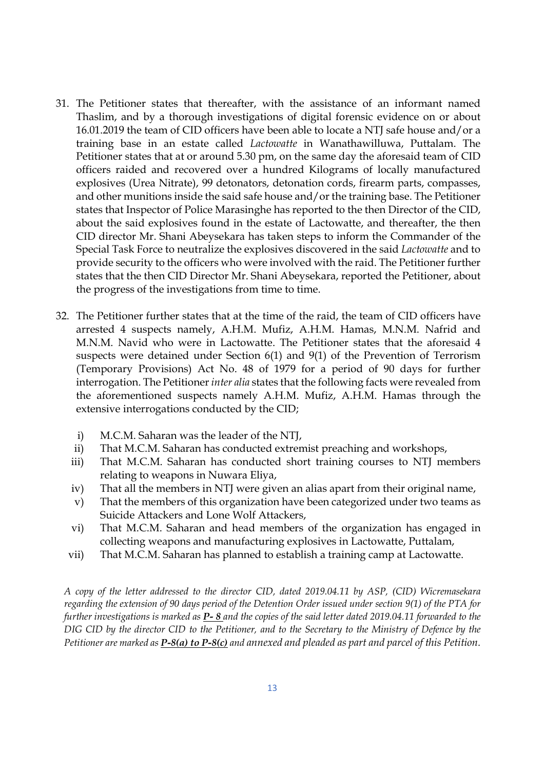31. The Petitioner states that thereafter, with the assistance of an informant named Thaslim, and by a thorough investigations of digital forensic evidence on or about 16.01.2019 the team of CID officers have been able to locate a NTJ safe house and/or a training base in an estate called *Lactowatte* in Wanathawilluwa, Puttalam. The Petitioner states that at or around 5.30 pm, on the same day the aforesaid team of CID officers raided and recovered over a hundred Kilograms of locally manufactured explosives (Urea Nitrate), 99 detonators, detonation cords, firearm parts, compasses, and other munitions inside the said safe house and/or the training base. The Petitioner states that Inspector of Police Marasinghe has reported to the then Director of the CID, about the said explosives found in the estate of Lactowatte, and thereafter, the then CID director Mr. Shani Abeysekara has taken steps to inform the Commander of the Special Task Force to neutralize the explosives discovered in the said *Lactowatte* and to provide security to the officers who were involved with the raid. The Petitioner further states that the then CID Director Mr. Shani Abeysekara, reported the Petitioner, about the progress of the investigations from time to time.

32. The Petitioner further states that at the time of the raid, the team of CID officers have arrested 4 suspects namely, A.H.M. Mufiz, A.H.M. Hamas, M.N.M. Nafrid and M.N.M. Navid who were in Lactowatte. The Petitioner states that the aforesaid 4 suspects were detained under Section 6(1) and 9(1) of the Prevention of Terrorism (Temporary Provisions) Act No. 48 of 1979 for a period of 90 days for further interrogation. The Petitioner *inter alia* states that the following facts were revealed from the aforementioned suspects namely A.H.M. Mufiz, A.H.M. Hamas through the extensive interrogations conducted by the CID;

    i) M.C.M. Saharan was the leader of the NTJ,
    ii) That M.C.M. Saharan has conducted extremist preaching and workshops,
    iii) That M.C.M. Saharan has conducted short training courses to NTJ members relating to weapons in Nuwara Eliya,
    iv) That all the members in NTJ were given an alias apart from their original name,
    v) That the members of this organization have been categorized under two teams as Suicide Attackers and Lone Wolf Attackers,
    vi) That M.C.M. Saharan and head members of the organization has engaged in collecting weapons and manufacturing explosives in Lactowatte, Puttalam,
    vii) That M.C.M. Saharan has planned to establish a training camp at Lactowatte.

*A copy of the letter addressed to the director CID, dated 2019.04.11 by ASP, (CID) Wicremasekara regarding the extension of 90 days period of the Detention Order issued under section 9(1) of the PTA for further investigations is marked as* ***P- 8*** *and the copies of the said letter dated 2019.04.11 forwarded to the DIG CID by the director CID to the Petitioner, and to the Secretary to the Ministry of Defence by the Petitioner are marked as* ***P-8(a) to P-8(c)*** *and annexed and pleaded as part and parcel of this Petition.*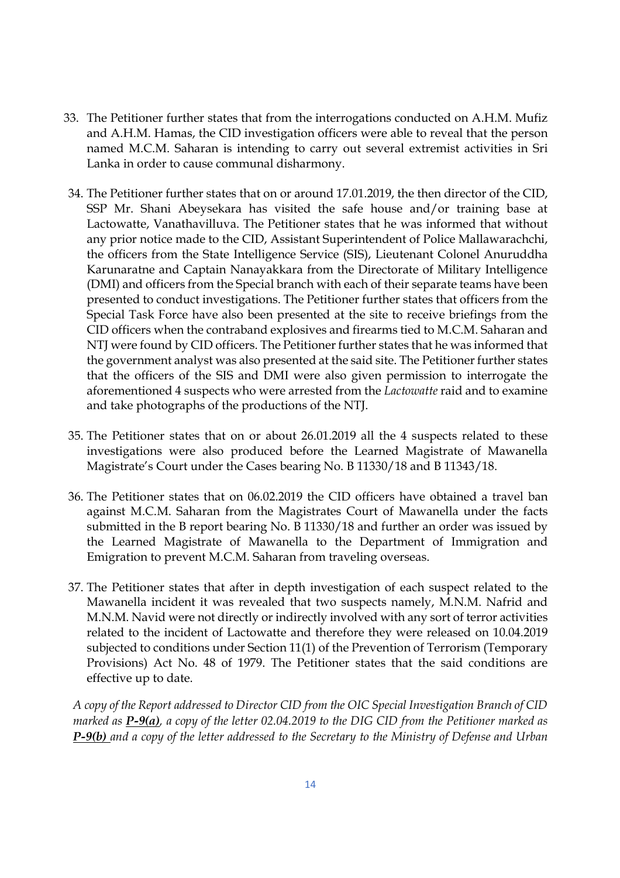33. The Petitioner further states that from the interrogations conducted on A.H.M. Mufiz and A.H.M. Hamas, the CID investigation officers were able to reveal that the person named M.C.M. Saharan is intending to carry out several extremist activities in Sri Lanka in order to cause communal disharmony.

34. The Petitioner further states that on or around 17.01.2019, the then director of the CID, SSP Mr. Shani Abeysekara has visited the safe house and/or training base at Lactowatte, Vanathavilluva. The Petitioner states that he was informed that without any prior notice made to the CID, Assistant Superintendent of Police Mallawarachchi, the officers from the State Intelligence Service (SIS), Lieutenant Colonel Anuruddha Karunaratne and Captain Nanayakkara from the Directorate of Military Intelligence (DMI) and officers from the Special branch with each of their separate teams have been presented to conduct investigations. The Petitioner further states that officers from the Special Task Force have also been presented at the site to receive briefings from the CID officers when the contraband explosives and firearms tied to M.C.M. Saharan and NTJ were found by CID officers. The Petitioner further states that he was informed that the government analyst was also presented at the said site. The Petitioner further states that the officers of the SIS and DMI were also given permission to interrogate the aforementioned 4 suspects who were arrested from the *Lactowatte* raid and to examine and take photographs of the productions of the NTJ.

35. The Petitioner states that on or about 26.01.2019 all the 4 suspects related to these investigations were also produced before the Learned Magistrate of Mawanella Magistrate's Court under the Cases bearing No. B 11330/18 and B 11343/18.

36. The Petitioner states that on 06.02.2019 the CID officers have obtained a travel ban against M.C.M. Saharan from the Magistrates Court of Mawanella under the facts submitted in the B report bearing No. B 11330/18 and further an order was issued by the Learned Magistrate of Mawanella to the Department of Immigration and Emigration to prevent M.C.M. Saharan from traveling overseas.

37. The Petitioner states that after in depth investigation of each suspect related to the Mawanella incident it was revealed that two suspects namely, M.N.M. Nafrid and M.N.M. Navid were not directly or indirectly involved with any sort of terror activities related to the incident of Lactowatte and therefore they were released on 10.04.2019 subjected to conditions under Section 11(1) of the Prevention of Terrorism (Temporary Provisions) Act No. 48 of 1979. The Petitioner states that the said conditions are effective up to date.

*A copy of the Report addressed to Director CID from the OIC Special Investigation Branch of CID marked as **P-9(a)**, a copy of the letter 02.04.2019 to the DIG CID from the Petitioner marked as **P-9(b)** and a copy of the letter addressed to the Secretary to the Ministry of Defense and Urban*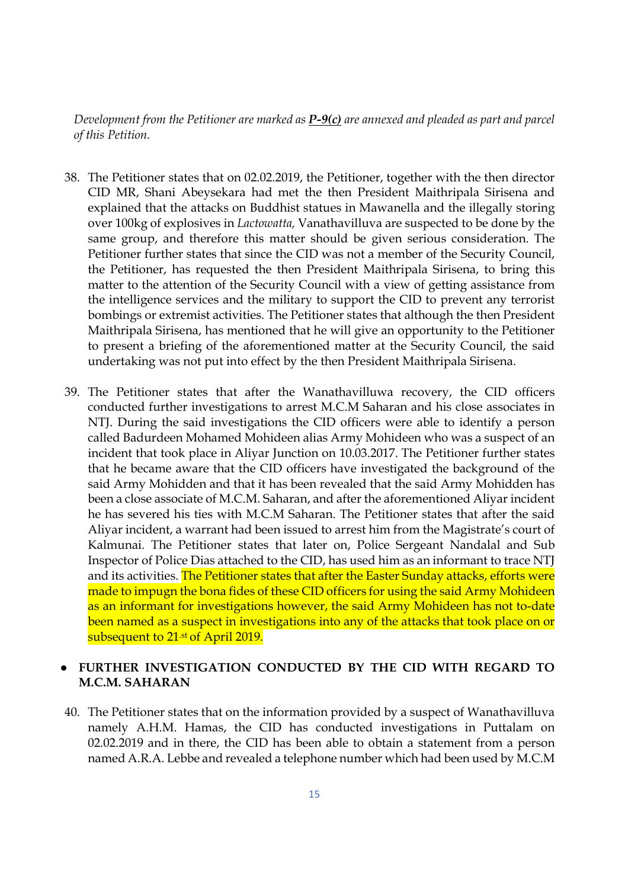*Development from the Petitioner are marked as **P-9(c)** are annexed and pleaded as part and parcel of this Petition.*

38. The Petitioner states that on 02.02.2019, the Petitioner, together with the then director CID MR, Shani Abeysekara had met the then President Maithripala Sirisena and explained that the attacks on Buddhist statues in Mawanella and the illegally storing over 100kg of explosives in *Lactowatta,* Vanathavilluva are suspected to be done by the same group, and therefore this matter should be given serious consideration. The Petitioner further states that since the CID was not a member of the Security Council, the Petitioner, has requested the then President Maithripala Sirisena, to bring this matter to the attention of the Security Council with a view of getting assistance from the intelligence services and the military to support the CID to prevent any terrorist bombings or extremist activities. The Petitioner states that although the then President Maithripala Sirisena, has mentioned that he will give an opportunity to the Petitioner to present a briefing of the aforementioned matter at the Security Council, the said undertaking was not put into effect by the then President Maithripala Sirisena.

39. The Petitioner states that after the Wanathavilluwa recovery, the CID officers conducted further investigations to arrest M.C.M Saharan and his close associates in NTJ. During the said investigations the CID officers were able to identify a person called Badurdeen Mohamed Mohideen alias Army Mohideen who was a suspect of an incident that took place in Aliyar Junction on 10.03.2017. The Petitioner further states that he became aware that the CID officers have investigated the background of the said Army Mohidden and that it has been revealed that the said Army Mohidden has been a close associate of M.C.M. Saharan, and after the aforementioned Aliyar incident he has severed his ties with M.C.M Saharan. The Petitioner states that after the said Aliyar incident, a warrant had been issued to arrest him from the Magistrate's court of Kalmunai. The Petitioner states that later on, Police Sergeant Nandalal and Sub Inspector of Police Dias attached to the CID, has used him as an informant to trace NTJ and its activities. The Petitioner states that after the Easter Sunday attacks, efforts were made to impugn the bona fides of these CID officers for using the said Army Mohideen as an informant for investigations however, the said Army Mohideen has not to-date been named as a suspect in investigations into any of the attacks that took place on or subsequent to 21st of April 2019.

- **FURTHER INVESTIGATION CONDUCTED BY THE CID WITH REGARD TO M.C.M. SAHARAN**

40. The Petitioner states that on the information provided by a suspect of Wanathavilluva namely A.H.M. Hamas, the CID has conducted investigations in Puttalam on 02.02.2019 and in there, the CID has been able to obtain a statement from a person named A.R.A. Lebbe and revealed a telephone number which had been used by M.C.M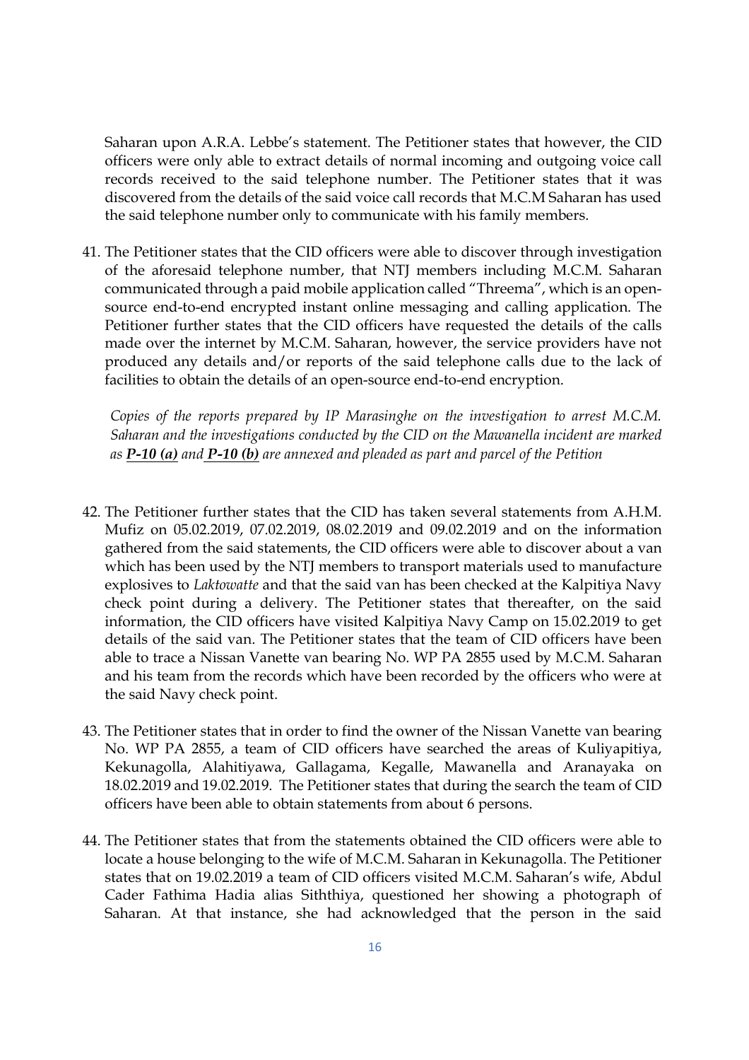Saharan upon A.R.A. Lebbe's statement. The Petitioner states that however, the CID officers were only able to extract details of normal incoming and outgoing voice call records received to the said telephone number. The Petitioner states that it was discovered from the details of the said voice call records that M.C.M Saharan has used the said telephone number only to communicate with his family members.

41. The Petitioner states that the CID officers were able to discover through investigation of the aforesaid telephone number, that NTJ members including M.C.M. Saharan communicated through a paid mobile application called "Threema", which is an open-source end-to-end encrypted instant online messaging and calling application. The Petitioner further states that the CID officers have requested the details of the calls made over the internet by M.C.M. Saharan, however, the service providers have not produced any details and/or reports of the said telephone calls due to the lack of facilities to obtain the details of an open-source end-to-end encryption.

    *Copies of the reports prepared by IP Marasinghe on the investigation to arrest M.C.M. Saharan and the investigations conducted by the CID on the Mawanella incident are marked as **P-10 (a)** and **P-10 (b)** are annexed and pleaded as part and parcel of the Petition*

42. The Petitioner further states that the CID has taken several statements from A.H.M. Mufiz on 05.02.2019, 07.02.2019, 08.02.2019 and 09.02.2019 and on the information gathered from the said statements, the CID officers were able to discover about a van which has been used by the NTJ members to transport materials used to manufacture explosives to *Laktowatte* and that the said van has been checked at the Kalpitiya Navy check point during a delivery. The Petitioner states that thereafter, on the said information, the CID officers have visited Kalpitiya Navy Camp on 15.02.2019 to get details of the said van. The Petitioner states that the team of CID officers have been able to trace a Nissan Vanette van bearing No. WP PA 2855 used by M.C.M. Saharan and his team from the records which have been recorded by the officers who were at the said Navy check point.

43. The Petitioner states that in order to find the owner of the Nissan Vanette van bearing No. WP PA 2855, a team of CID officers have searched the areas of Kuliyapitiya, Kekunagolla, Alahitiyawa, Gallagama, Kegalle, Mawanella and Aranayaka on 18.02.2019 and 19.02.2019. The Petitioner states that during the search the team of CID officers have been able to obtain statements from about 6 persons.

44. The Petitioner states that from the statements obtained the CID officers were able to locate a house belonging to the wife of M.C.M. Saharan in Kekunagolla. The Petitioner states that on 19.02.2019 a team of CID officers visited M.C.M. Saharan's wife, Abdul Cader Fathima Hadia alias Siththiya, questioned her showing a photograph of Saharan. At that instance, she had acknowledged that the person in the said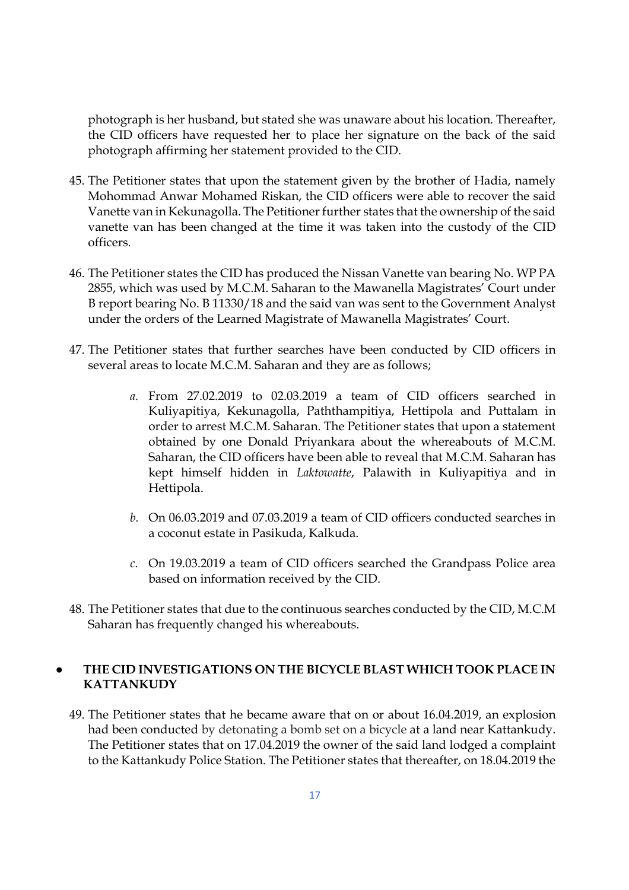photograph is her husband, but stated she was unaware about his location. Thereafter, the CID officers have requested her to place her signature on the back of the said photograph affirming her statement provided to the CID.

45. The Petitioner states that upon the statement given by the brother of Hadia, namely Mohommad Anwar Mohamed Riskan, the CID officers were able to recover the said Vanette van in Kekunagolla. The Petitioner further states that the ownership of the said vanette van has been changed at the time it was taken into the custody of the CID officers.

46. The Petitioner states the CID has produced the Nissan Vanette van bearing No. WP PA 2855, which was used by M.C.M. Saharan to the Mawanella Magistrates' Court under B report bearing No. B 11330/18 and the said van was sent to the Government Analyst under the orders of the Learned Magistrate of Mawanella Magistrates' Court.

47. The Petitioner states that further searches have been conducted by CID officers in several areas to locate M.C.M. Saharan and they are as follows;

    *a.* From 27.02.2019 to 02.03.2019 a team of CID officers searched in Kuliyapitiya, Kekunagolla, Paththampitiya, Hettipola and Puttalam in order to arrest M.C.M. Saharan. The Petitioner states that upon a statement obtained by one Donald Priyankara about the whereabouts of M.C.M. Saharan, the CID officers have been able to reveal that M.C.M. Saharan has kept himself hidden in *Laktowatte*, Palawith in Kuliyapitiya and in Hettipola.

    *b.* On 06.03.2019 and 07.03.2019 a team of CID officers conducted searches in a coconut estate in Pasikuda, Kalkuda.

    *c.* On 19.03.2019 a team of CID officers searched the Grandpass Police area based on information received by the CID.

48. The Petitioner states that due to the continuous searches conducted by the CID, M.C.M Saharan has frequently changed his whereabouts.

- **THE CID INVESTIGATIONS ON THE BICYCLE BLAST WHICH TOOK PLACE IN KATTANKUDY**

49. The Petitioner states that he became aware that on or about 16.04.2019, an explosion had been conducted by detonating a bomb set on a bicycle at a land near Kattankudy. The Petitioner states that on 17.04.2019 the owner of the said land lodged a complaint to the Kattankudy Police Station. The Petitioner states that thereafter, on 18.04.2019 the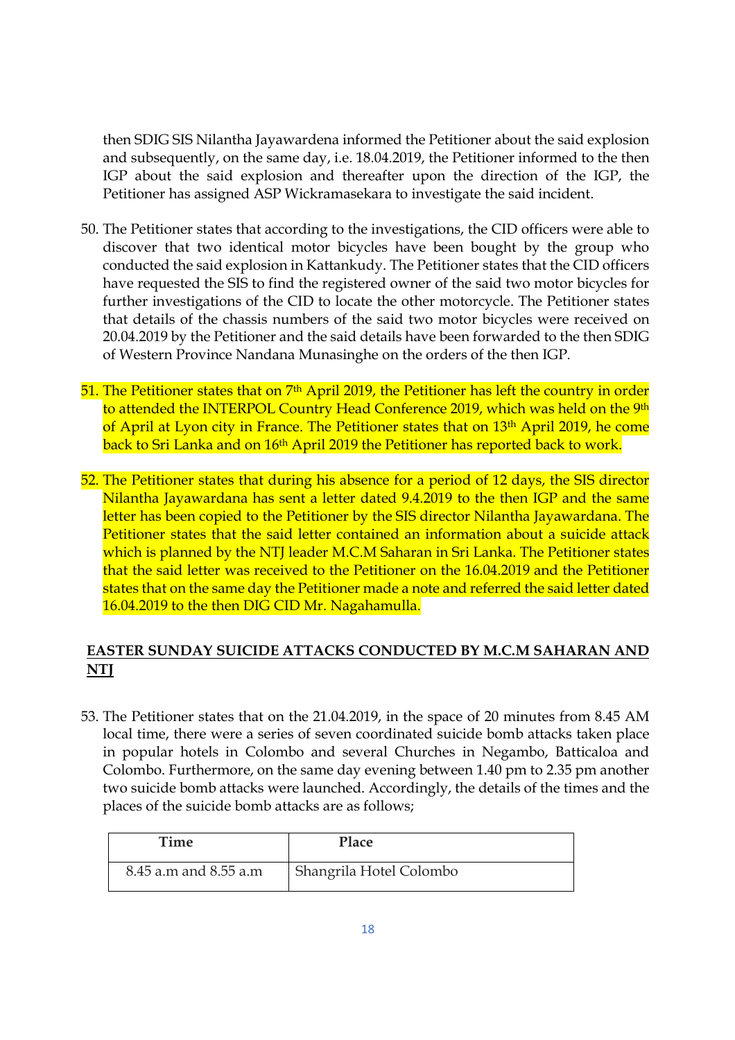then SDIG SIS Nilantha Jayawardena informed the Petitioner about the said explosion and subsequently, on the same day, i.e. 18.04.2019, the Petitioner informed to the then IGP about the said explosion and thereafter upon the direction of the IGP, the Petitioner has assigned ASP Wickramasekara to investigate the said incident.

50. The Petitioner states that according to the investigations, the CID officers were able to discover that two identical motor bicycles have been bought by the group who conducted the said explosion in Kattankudy. The Petitioner states that the CID officers have requested the SIS to find the registered owner of the said two motor bicycles for further investigations of the CID to locate the other motorcycle. The Petitioner states that details of the chassis numbers of the said two motor bicycles were received on 20.04.2019 by the Petitioner and the said details have been forwarded to the then SDIG of Western Province Nandana Munasinghe on the orders of the then IGP.

51. The Petitioner states that on 7th April 2019, the Petitioner has left the country in order to attended the INTERPOL Country Head Conference 2019, which was held on the 9th of April at Lyon city in France. The Petitioner states that on 13th April 2019, he come back to Sri Lanka and on 16th April 2019 the Petitioner has reported back to work.

52. The Petitioner states that during his absence for a period of 12 days, the SIS director Nilantha Jayawardana has sent a letter dated 9.4.2019 to the then IGP and the same letter has been copied to the Petitioner by the SIS director Nilantha Jayawardana. The Petitioner states that the said letter contained an information about a suicide attack which is planned by the NTJ leader M.C.M Saharan in Sri Lanka. The Petitioner states that the said letter was received to the Petitioner on the 16.04.2019 and the Petitioner states that on the same day the Petitioner made a note and referred the said letter dated 16.04.2019 to the then DIG CID Mr. Nagahamulla.

## EASTER SUNDAY SUICIDE ATTACKS CONDUCTED BY M.C.M SAHARAN AND NTJ

53. The Petitioner states that on the 21.04.2019, in the space of 20 minutes from 8.45 AM local time, there were a series of seven coordinated suicide bomb attacks taken place in popular hotels in Colombo and several Churches in Negambo, Batticaloa and Colombo. Furthermore, on the same day evening between 1.40 pm to 2.35 pm another two suicide bomb attacks were launched. Accordingly, the details of the times and the places of the suicide bomb attacks are as follows;

| Time | Place |
|---|---|
| 8.45 a.m and 8.55 a.m | Shangrila Hotel Colombo |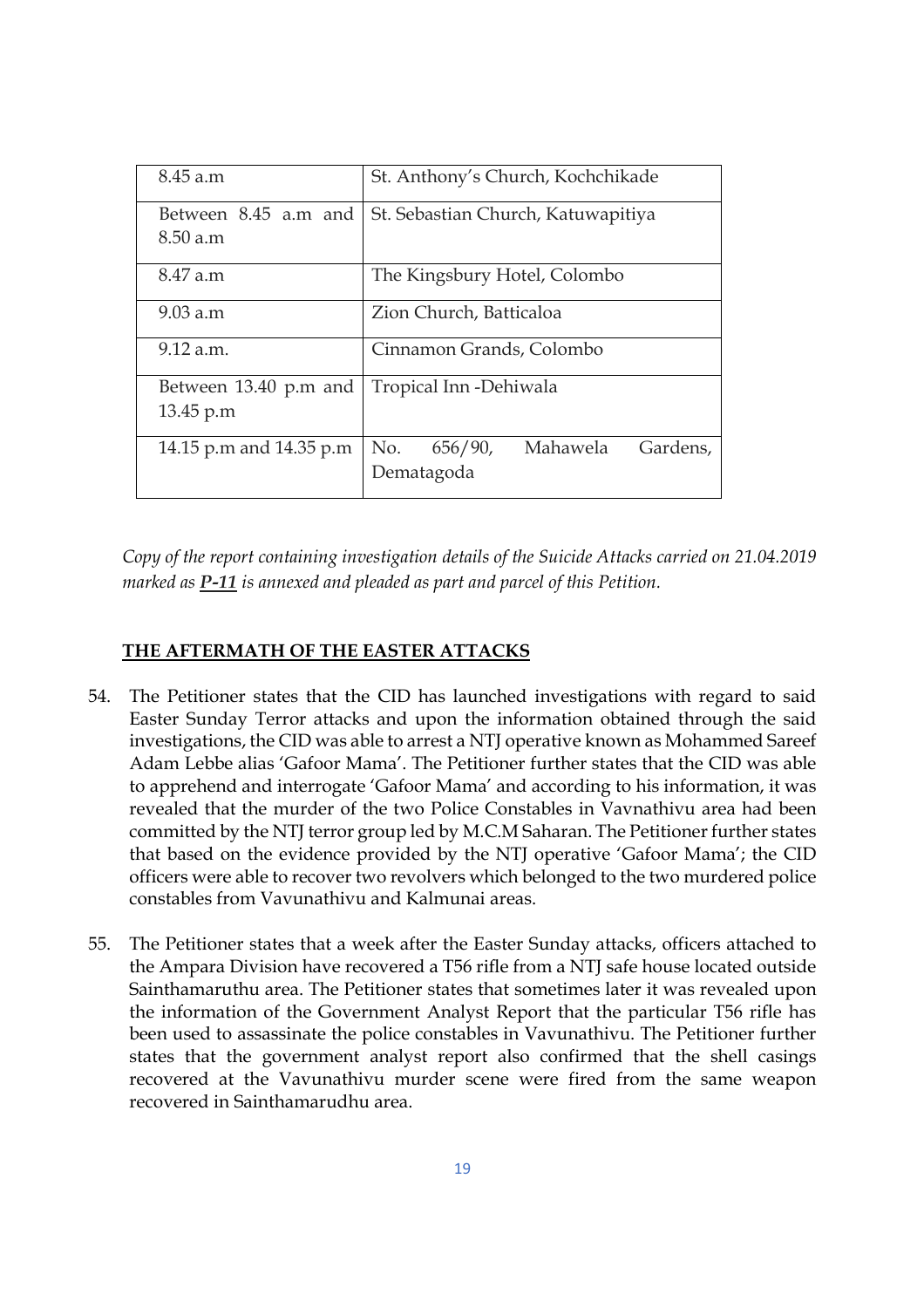| 8.45 a.m | St. Anthony's Church, Kochchikade |
| --- | --- |
| Between 8.45 a.m and 8.50 a.m | St. Sebastian Church, Katuwapitiya |
| 8.47 a.m | The Kingsbury Hotel, Colombo |
| 9.03 a.m | Zion Church, Batticaloa |
| 9.12 a.m. | Cinnamon Grands, Colombo |
| Between 13.40 p.m and 13.45 p.m | Tropical Inn -Dehiwala |
| 14.15 p.m and 14.35 p.m | No. 656/90, Mahawela Gardens, Dematagoda |

*Copy of the report containing investigation details of the Suicide Attacks carried on 21.04.2019 marked as **P-11** is annexed and pleaded as part and parcel of this Petition.*

## THE AFTERMATH OF THE EASTER ATTACKS

54. The Petitioner states that the CID has launched investigations with regard to said Easter Sunday Terror attacks and upon the information obtained through the said investigations, the CID was able to arrest a NTJ operative known as Mohammed Sareef Adam Lebbe alias 'Gafoor Mama'. The Petitioner further states that the CID was able to apprehend and interrogate 'Gafoor Mama' and according to his information, it was revealed that the murder of the two Police Constables in Vavnathivu area had been committed by the NTJ terror group led by M.C.M Saharan. The Petitioner further states that based on the evidence provided by the NTJ operative 'Gafoor Mama'; the CID officers were able to recover two revolvers which belonged to the two murdered police constables from Vavunathivu and Kalmunai areas.

55. The Petitioner states that a week after the Easter Sunday attacks, officers attached to the Ampara Division have recovered a T56 rifle from a NTJ safe house located outside Sainthamaruthu area. The Petitioner states that sometimes later it was revealed upon the information of the Government Analyst Report that the particular T56 rifle has been used to assassinate the police constables in Vavunathivu. The Petitioner further states that the government analyst report also confirmed that the shell casings recovered at the Vavunathivu murder scene were fired from the same weapon recovered in Sainthamarudhu area.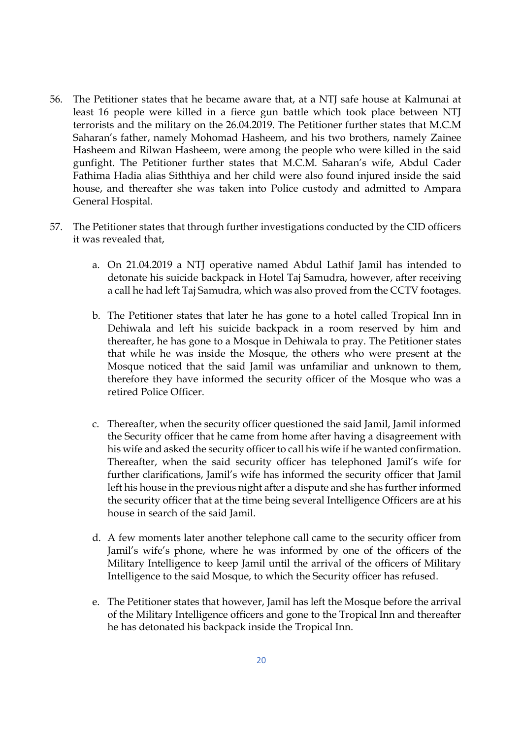56. The Petitioner states that he became aware that, at a NTJ safe house at Kalmunai at least 16 people were killed in a fierce gun battle which took place between NTJ terrorists and the military on the 26.04.2019. The Petitioner further states that M.C.M Saharan's father, namely Mohomad Hasheem, and his two brothers, namely Zainee Hasheem and Rilwan Hasheem, were among the people who were killed in the said gunfight. The Petitioner further states that M.C.M. Saharan's wife, Abdul Cader Fathima Hadia alias Siththiya and her child were also found injured inside the said house, and thereafter she was taken into Police custody and admitted to Ampara General Hospital.

57. The Petitioner states that through further investigations conducted by the CID officers it was revealed that,

    a. On 21.04.2019 a NTJ operative named Abdul Lathif Jamil has intended to detonate his suicide backpack in Hotel Taj Samudra, however, after receiving a call he had left Taj Samudra, which was also proved from the CCTV footages.

    b. The Petitioner states that later he has gone to a hotel called Tropical Inn in Dehiwala and left his suicide backpack in a room reserved by him and thereafter, he has gone to a Mosque in Dehiwala to pray. The Petitioner states that while he was inside the Mosque, the others who were present at the Mosque noticed that the said Jamil was unfamiliar and unknown to them, therefore they have informed the security officer of the Mosque who was a retired Police Officer.

    c. Thereafter, when the security officer questioned the said Jamil, Jamil informed the Security officer that he came from home after having a disagreement with his wife and asked the security officer to call his wife if he wanted confirmation. Thereafter, when the said security officer has telephoned Jamil's wife for further clarifications, Jamil's wife has informed the security officer that Jamil left his house in the previous night after a dispute and she has further informed the security officer that at the time being several Intelligence Officers are at his house in search of the said Jamil.

    d. A few moments later another telephone call came to the security officer from Jamil's wife's phone, where he was informed by one of the officers of the Military Intelligence to keep Jamil until the arrival of the officers of Military Intelligence to the said Mosque, to which the Security officer has refused.

    e. The Petitioner states that however, Jamil has left the Mosque before the arrival of the Military Intelligence officers and gone to the Tropical Inn and thereafter he has detonated his backpack inside the Tropical Inn.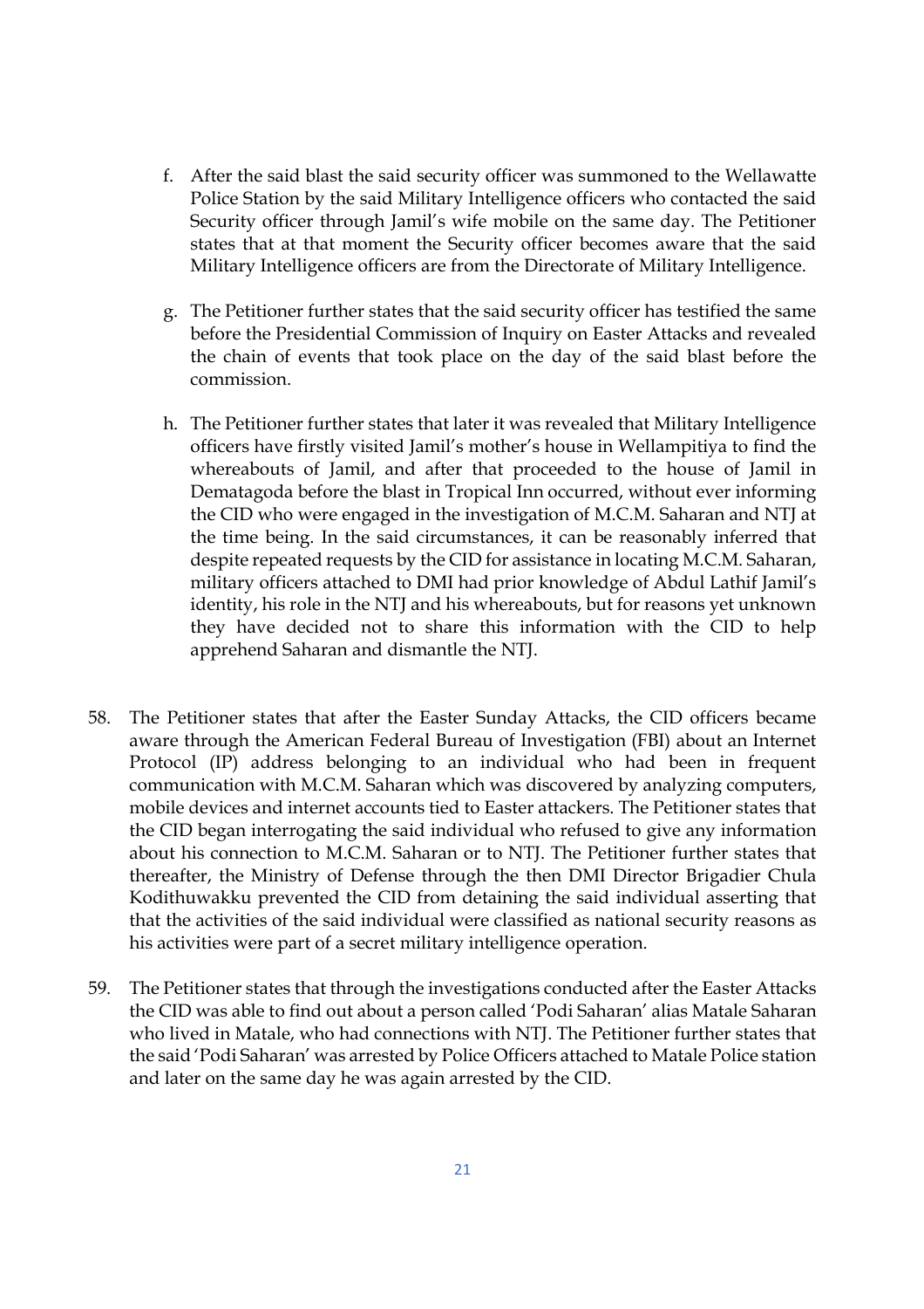f. After the said blast the said security officer was summoned to the Wellawatte Police Station by the said Military Intelligence officers who contacted the said Security officer through Jamil's wife mobile on the same day. The Petitioner states that at that moment the Security officer becomes aware that the said Military Intelligence officers are from the Directorate of Military Intelligence.

g. The Petitioner further states that the said security officer has testified the same before the Presidential Commission of Inquiry on Easter Attacks and revealed the chain of events that took place on the day of the said blast before the commission.

h. The Petitioner further states that later it was revealed that Military Intelligence officers have firstly visited Jamil's mother's house in Wellampitiya to find the whereabouts of Jamil, and after that proceeded to the house of Jamil in Dematagoda before the blast in Tropical Inn occurred, without ever informing the CID who were engaged in the investigation of M.C.M. Saharan and NTJ at the time being. In the said circumstances, it can be reasonably inferred that despite repeated requests by the CID for assistance in locating M.C.M. Saharan, military officers attached to DMI had prior knowledge of Abdul Lathif Jamil's identity, his role in the NTJ and his whereabouts, but for reasons yet unknown they have decided not to share this information with the CID to help apprehend Saharan and dismantle the NTJ.

58. The Petitioner states that after the Easter Sunday Attacks, the CID officers became aware through the American Federal Bureau of Investigation (FBI) about an Internet Protocol (IP) address belonging to an individual who had been in frequent communication with M.C.M. Saharan which was discovered by analyzing computers, mobile devices and internet accounts tied to Easter attackers. The Petitioner states that the CID began interrogating the said individual who refused to give any information about his connection to M.C.M. Saharan or to NTJ. The Petitioner further states that thereafter, the Ministry of Defense through the then DMI Director Brigadier Chula Kodithuwakku prevented the CID from detaining the said individual asserting that that the activities of the said individual were classified as national security reasons as his activities were part of a secret military intelligence operation.

59. The Petitioner states that through the investigations conducted after the Easter Attacks the CID was able to find out about a person called 'Podi Saharan' alias Matale Saharan who lived in Matale, who had connections with NTJ. The Petitioner further states that the said 'Podi Saharan' was arrested by Police Officers attached to Matale Police station and later on the same day he was again arrested by the CID.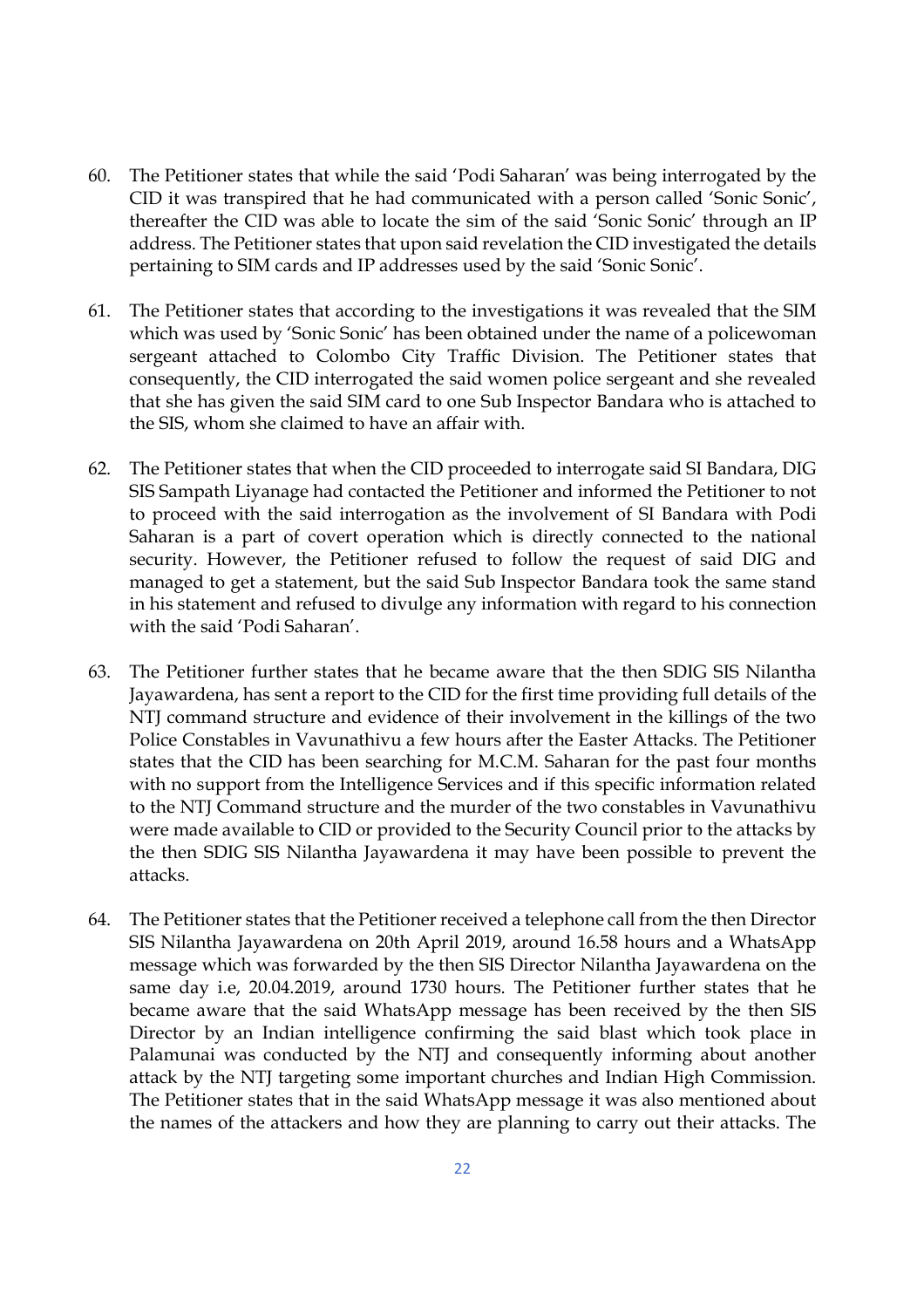60. The Petitioner states that while the said 'Podi Saharan' was being interrogated by the CID it was transpired that he had communicated with a person called 'Sonic Sonic', thereafter the CID was able to locate the sim of the said 'Sonic Sonic' through an IP address. The Petitioner states that upon said revelation the CID investigated the details pertaining to SIM cards and IP addresses used by the said 'Sonic Sonic'.

61. The Petitioner states that according to the investigations it was revealed that the SIM which was used by 'Sonic Sonic' has been obtained under the name of a policewoman sergeant attached to Colombo City Traffic Division. The Petitioner states that consequently, the CID interrogated the said women police sergeant and she revealed that she has given the said SIM card to one Sub Inspector Bandara who is attached to the SIS, whom she claimed to have an affair with.

62. The Petitioner states that when the CID proceeded to interrogate said SI Bandara, DIG SIS Sampath Liyanage had contacted the Petitioner and informed the Petitioner to not to proceed with the said interrogation as the involvement of SI Bandara with Podi Saharan is a part of covert operation which is directly connected to the national security. However, the Petitioner refused to follow the request of said DIG and managed to get a statement, but the said Sub Inspector Bandara took the same stand in his statement and refused to divulge any information with regard to his connection with the said 'Podi Saharan'.

63. The Petitioner further states that he became aware that the then SDIG SIS Nilantha Jayawardena, has sent a report to the CID for the first time providing full details of the NTJ command structure and evidence of their involvement in the killings of the two Police Constables in Vavunathivu a few hours after the Easter Attacks. The Petitioner states that the CID has been searching for M.C.M. Saharan for the past four months with no support from the Intelligence Services and if this specific information related to the NTJ Command structure and the murder of the two constables in Vavunathivu were made available to CID or provided to the Security Council prior to the attacks by the then SDIG SIS Nilantha Jayawardena it may have been possible to prevent the attacks.

64. The Petitioner states that the Petitioner received a telephone call from the then Director SIS Nilantha Jayawardena on 20th April 2019, around 16.58 hours and a WhatsApp message which was forwarded by the then SIS Director Nilantha Jayawardena on the same day i.e, 20.04.2019, around 1730 hours. The Petitioner further states that he became aware that the said WhatsApp message has been received by the then SIS Director by an Indian intelligence confirming the said blast which took place in Palamunai was conducted by the NTJ and consequently informing about another attack by the NTJ targeting some important churches and Indian High Commission. The Petitioner states that in the said WhatsApp message it was also mentioned about the names of the attackers and how they are planning to carry out their attacks. The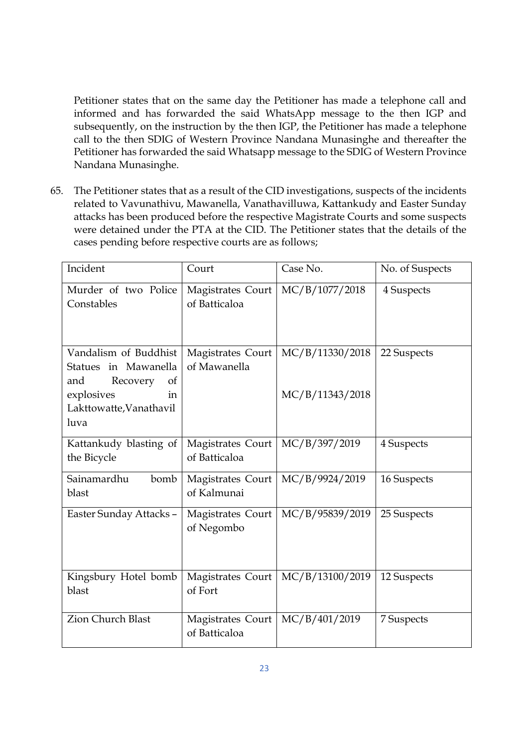Petitioner states that on the same day the Petitioner has made a telephone call and informed and has forwarded the said WhatsApp message to the then IGP and subsequently, on the instruction by the then IGP, the Petitioner has made a telephone call to the then SDIG of Western Province Nandana Munasinghe and thereafter the Petitioner has forwarded the said Whatsapp message to the SDIG of Western Province Nandana Munasinghe.

65. The Petitioner states that as a result of the CID investigations, suspects of the incidents related to Vavunathivu, Mawanella, Vanathavilluwa, Kattankudy and Easter Sunday attacks has been produced before the respective Magistrate Courts and some suspects were detained under the PTA at the CID. The Petitioner states that the details of the cases pending before respective courts are as follows;

| Incident | Court | Case No. | No. of Suspects |
|---|---|---|---|
| Murder of two Police Constables | Magistrates Court of Batticaloa | MC/B/1077/2018 | 4 Suspects |
| Vandalism of Buddhist Statues in Mawanella and Recovery of explosives in Lakttowatte,Vanathavilluva | Magistrates Court of Mawanella | MC/B/11330/2018<br><br>MC/B/11343/2018 | 22 Suspects |
| Kattankudy blasting of the Bicycle | Magistrates Court of Batticaloa | MC/B/397/2019 | 4 Suspects |
| Sainamardhu bomb blast | Magistrates Court of Kalmunai | MC/B/9924/2019 | 16 Suspects |
| Easter Sunday Attacks – | Magistrates Court of Negombo | MC/B/95839/2019 | 25 Suspects |
| Kingsbury Hotel bomb blast | Magistrates Court of Fort | MC/B/13100/2019 | 12 Suspects |
| Zion Church Blast | Magistrates Court of Batticaloa | MC/B/401/2019 | 7 Suspects |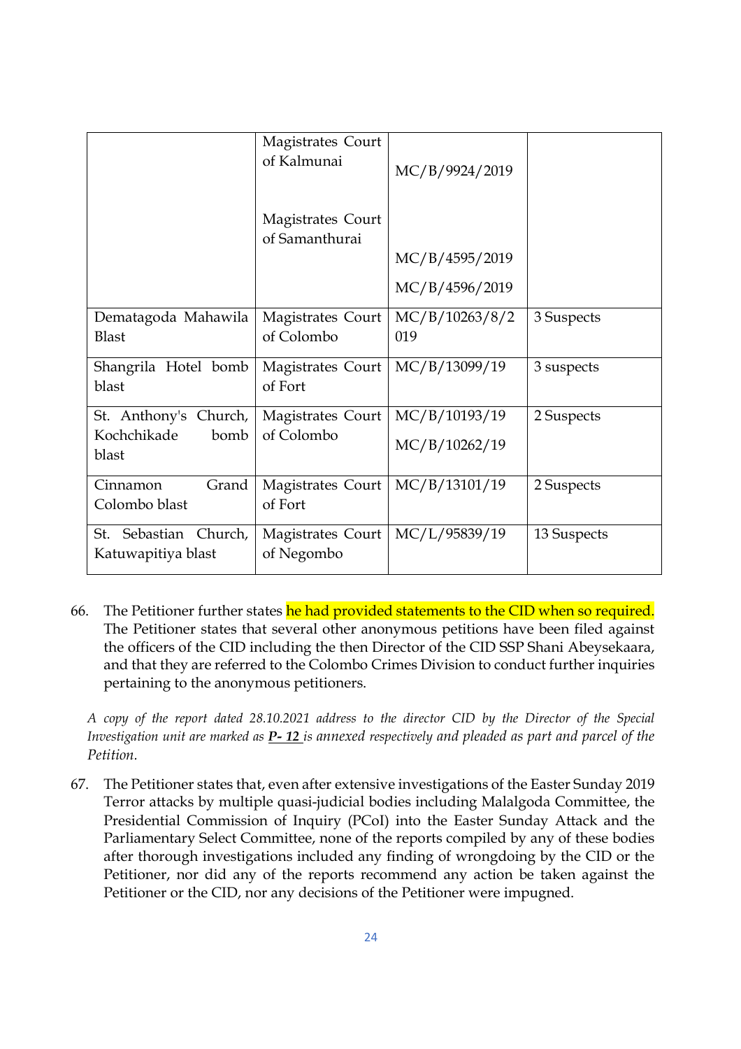| | | | |
|---|---|---|---|
| | Magistrates Court of Kalmunai<br><br>Magistrates Court of Samanthurai | MC/B/9924/2019<br><br>MC/B/4595/2019<br>MC/B/4596/2019 | |
| Dematagoda Mahawila Blast | Magistrates Court of Colombo | MC/B/10263/8/2019 | 3 Suspects |
| Shangrila Hotel bomb blast | Magistrates Court of Fort | MC/B/13099/19 | 3 suspects |
| St. Anthony's Church, Kochchikade bomb blast | Magistrates Court of Colombo | MC/B/10193/19<br>MC/B/10262/19 | 2 Suspects |
| Cinnamon Grand Colombo blast | Magistrates Court of Fort | MC/B/13101/19 | 2 Suspects |
| St. Sebastian Church, Katuwapitiya blast | Magistrates Court of Negombo | MC/L/95839/19 | 13 Suspects |

66. The Petitioner further states he had provided statements to the CID when so required. The Petitioner states that several other anonymous petitions have been filed against the officers of the CID including the then Director of the CID SSP Shani Abeysekaara, and that they are referred to the Colombo Crimes Division to conduct further inquiries pertaining to the anonymous petitioners.

*A copy of the report dated 28.10.2021 address to the director CID by the Director of the Special Investigation unit are marked as **P- 12** is annexed respectively and pleaded as part and parcel of the Petition.*

67. The Petitioner states that, even after extensive investigations of the Easter Sunday 2019 Terror attacks by multiple quasi-judicial bodies including Malalgoda Committee, the Presidential Commission of Inquiry (PCoI) into the Easter Sunday Attack and the Parliamentary Select Committee, none of the reports compiled by any of these bodies after thorough investigations included any finding of wrongdoing by the CID or the Petitioner, nor did any of the reports recommend any action be taken against the Petitioner or the CID, nor any decisions of the Petitioner were impugned.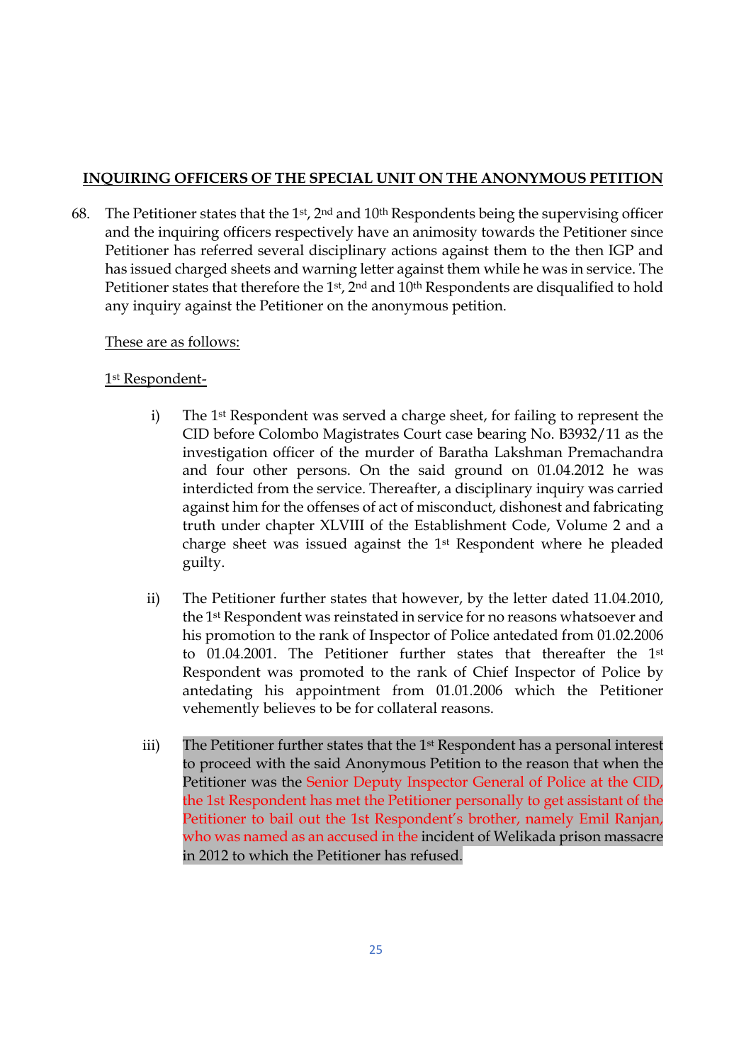**<u>INQUIRING OFFICERS OF THE SPECIAL UNIT ON THE ANONYMOUS PETITION</u>**

68. The Petitioner states that the 1st, 2nd and 10th Respondents being the supervising officer and the inquiring officers respectively have an animosity towards the Petitioner since Petitioner has referred several disciplinary actions against them to the then IGP and has issued charged sheets and warning letter against them while he was in service. The Petitioner states that therefore the 1st, 2nd and 10th Respondents are disqualified to hold any inquiry against the Petitioner on the anonymous petition.

<u>These are as follows:</u>

<u>1st Respondent-</u>

i) The 1st Respondent was served a charge sheet, for failing to represent the CID before Colombo Magistrates Court case bearing No. B3932/11 as the investigation officer of the murder of Baratha Lakshman Premachandra and four other persons. On the said ground on 01.04.2012 he was interdicted from the service. Thereafter, a disciplinary inquiry was carried against him for the offenses of act of misconduct, dishonest and fabricating truth under chapter XLVIII of the Establishment Code, Volume 2 and a charge sheet was issued against the 1st Respondent where he pleaded guilty.

ii) The Petitioner further states that however, by the letter dated 11.04.2010, the 1st Respondent was reinstated in service for no reasons whatsoever and his promotion to the rank of Inspector of Police antedated from 01.02.2006 to 01.04.2001. The Petitioner further states that thereafter the 1st Respondent was promoted to the rank of Chief Inspector of Police by antedating his appointment from 01.01.2006 which the Petitioner vehemently believes to be for collateral reasons.

iii) The Petitioner further states that the 1st Respondent has a personal interest to proceed with the said Anonymous Petition to the reason that when the Petitioner was the Senior Deputy Inspector General of Police at the CID, the 1st Respondent has met the Petitioner personally to get assistant of the Petitioner to bail out the 1st Respondent's brother, namely Emil Ranjan, who was named as an accused in the incident of Welikada prison massacre in 2012 to which the Petitioner has refused.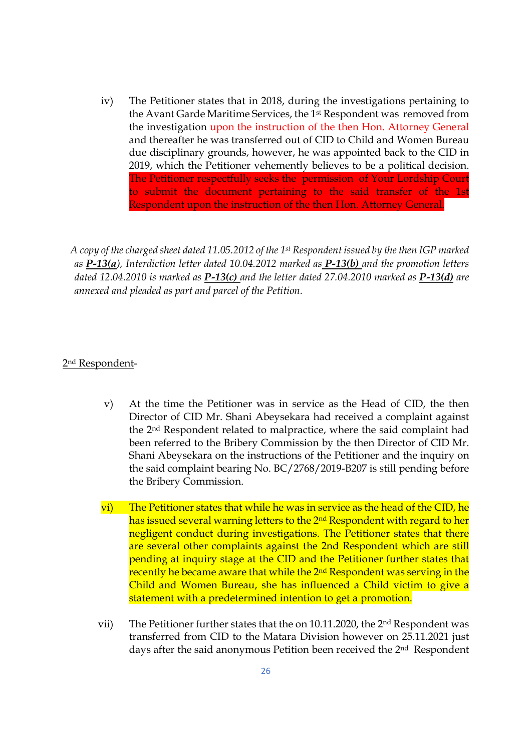iv) The Petitioner states that in 2018, during the investigations pertaining to the Avant Garde Maritime Services, the 1st Respondent was removed from the investigation upon the instruction of the then Hon. Attorney General and thereafter he was transferred out of CID to Child and Women Bureau due disciplinary grounds, however, he was appointed back to the CID in 2019, which the Petitioner vehemently believes to be a political decision. The Petitioner respectfully seeks the permission of Your Lordship Court to submit the document pertaining to the said transfer of the 1st Respondent upon the instruction of the then Hon. Attorney General.

*A copy of the charged sheet dated 11.05.2012 of the 1st Respondent issued by the then IGP marked as **P-13(a)**, Interdiction letter dated 10.04.2012 marked as **P-13(b)** and the promotion letters dated 12.04.2010 is marked as **P-13(c)** and the letter dated 27.04.2010 marked as **P-13(d)** are annexed and pleaded as part and parcel of the Petition.*

2nd Respondent-

v) At the time the Petitioner was in service as the Head of CID, the then Director of CID Mr. Shani Abeysekara had received a complaint against the 2nd Respondent related to malpractice, where the said complaint had been referred to the Bribery Commission by the then Director of CID Mr. Shani Abeysekara on the instructions of the Petitioner and the inquiry on the said complaint bearing No. BC/2768/2019-B207 is still pending before the Bribery Commission.

vi) The Petitioner states that while he was in service as the head of the CID, he has issued several warning letters to the 2nd Respondent with regard to her negligent conduct during investigations. The Petitioner states that there are several other complaints against the 2nd Respondent which are still pending at inquiry stage at the CID and the Petitioner further states that recently he became aware that while the 2nd Respondent was serving in the Child and Women Bureau, she has influenced a Child victim to give a statement with a predetermined intention to get a promotion.

vii) The Petitioner further states that the on 10.11.2020, the 2nd Respondent was transferred from CID to the Matara Division however on 25.11.2021 just days after the said anonymous Petition been received the 2nd Respondent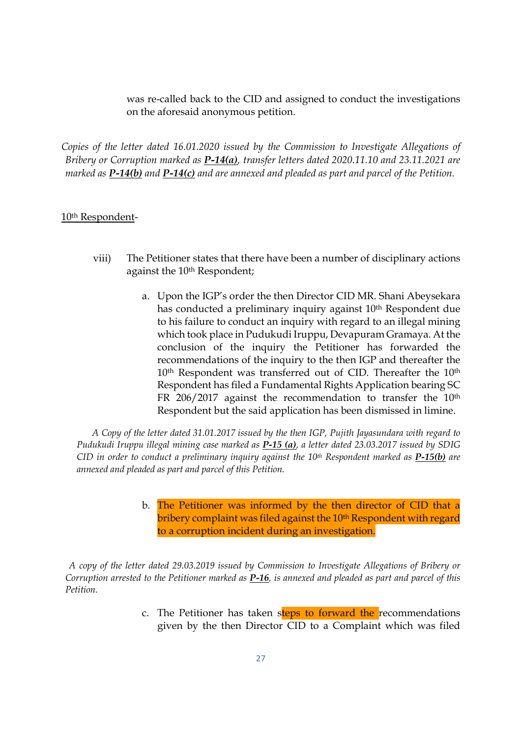was re-called back to the CID and assigned to conduct the investigations on the aforesaid anonymous petition.

*Copies of the letter dated 16.01.2020 issued by the Commission to Investigate Allegations of Bribery or Corruption marked as **P-14(a)**, transfer letters dated 2020.11.10 and 23.11.2021 are marked as **P-14(b)** and **P-14(c)** and are annexed and pleaded as part and parcel of the Petition.*

10th Respondent-

viii) The Petitioner states that there have been a number of disciplinary actions against the 10th Respondent;

a. Upon the IGP's order the then Director CID MR. Shani Abeysekara has conducted a preliminary inquiry against 10th Respondent due to his failure to conduct an inquiry with regard to an illegal mining which took place in Pudukudi Iruppu, Devapuram Gramaya. At the conclusion of the inquiry the Petitioner has forwarded the recommendations of the inquiry to the then IGP and thereafter the 10th Respondent was transferred out of CID. Thereafter the 10th Respondent has filed a Fundamental Rights Application bearing SC FR 206/2017 against the recommendation to transfer the 10th Respondent but the said application has been dismissed in limine.

*A Copy of the letter dated 31.01.2017 issued by the then IGP, Pujith Jayasundara with regard to Pudukudi Iruppu illegal mining case marked as **P-15 (a)**, a letter dated 23.03.2017 issued by SDIG CID in order to conduct a preliminary inquiry against the 10th Respondent marked as **P-15(b)** are annexed and pleaded as part and parcel of this Petition.*

b. The Petitioner was informed by the then director of CID that a bribery complaint was filed against the 10th Respondent with regard to a corruption incident during an investigation.

*A copy of the letter dated 29.03.2019 issued by Commission to Investigate Allegations of Bribery or Corruption arrested to the Petitioner marked as **P-16**, is annexed and pleaded as part and parcel of this Petition.*

c. The Petitioner has taken steps to forward the recommendations given by the then Director CID to a Complaint which was filed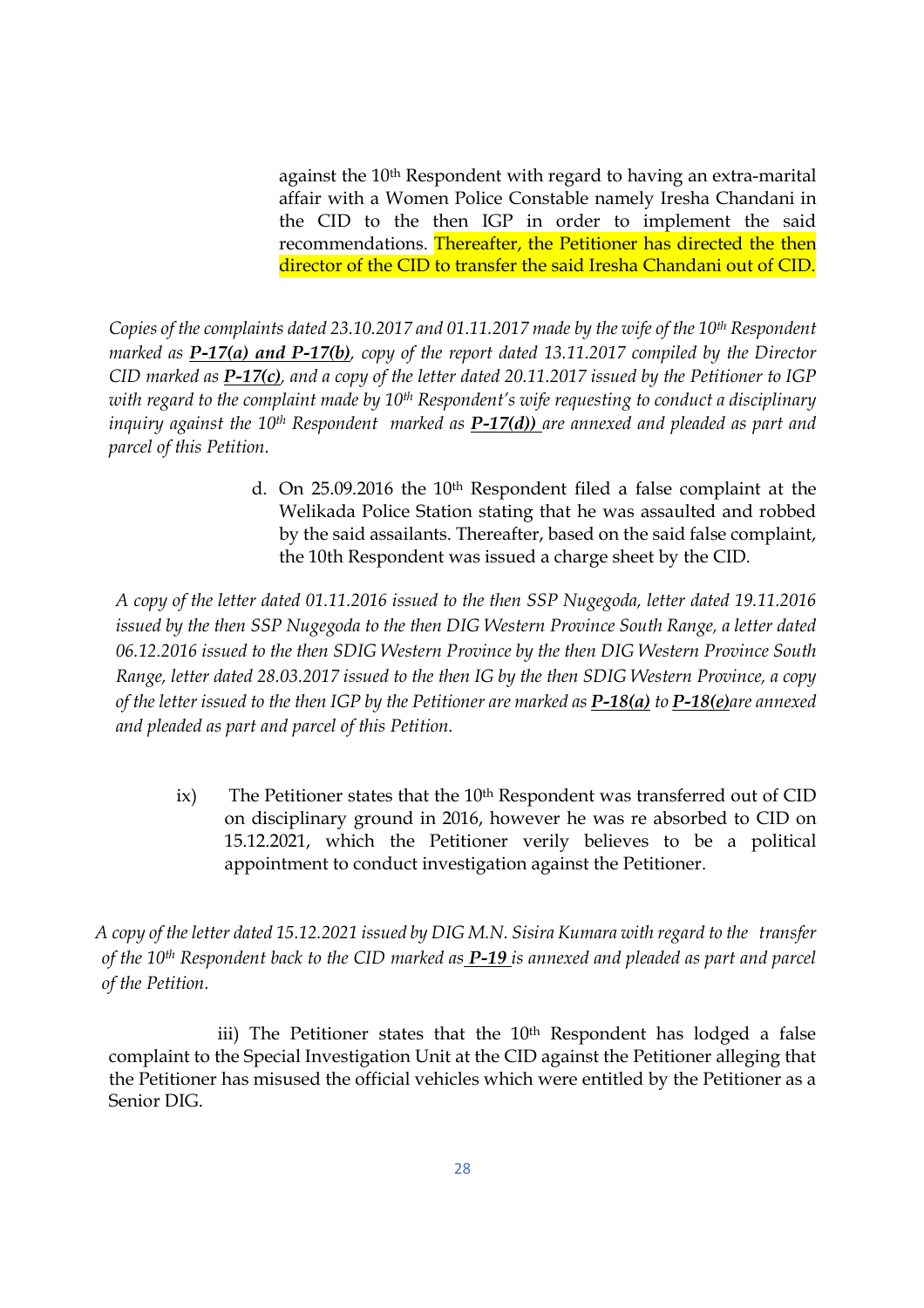against the 10th Respondent with regard to having an extra-marital affair with a Women Police Constable namely Iresha Chandani in the CID to the then IGP in order to implement the said recommendations. Thereafter, the Petitioner has directed the then director of the CID to transfer the said Iresha Chandani out of CID.

*Copies of the complaints dated 23.10.2017 and 01.11.2017 made by the wife of the 10th Respondent marked as **P-17(a) and P-17(b)**, copy of the report dated 13.11.2017 compiled by the Director CID marked as **P-17(c)**, and a copy of the letter dated 20.11.2017 issued by the Petitioner to IGP with regard to the complaint made by 10th Respondent's wife requesting to conduct a disciplinary inquiry against the 10th Respondent marked as **P-17(d))** are annexed and pleaded as part and parcel of this Petition.*

d. On 25.09.2016 the 10th Respondent filed a false complaint at the Welikada Police Station stating that he was assaulted and robbed by the said assailants. Thereafter, based on the said false complaint, the 10th Respondent was issued a charge sheet by the CID.

*A copy of the letter dated 01.11.2016 issued to the then SSP Nugegoda, letter dated 19.11.2016 issued by the then SSP Nugegoda to the then DIG Western Province South Range, a letter dated 06.12.2016 issued to the then SDIG Western Province by the then DIG Western Province South Range, letter dated 28.03.2017 issued to the then IG by the then SDIG Western Province, a copy of the letter issued to the then IGP by the Petitioner are marked as **P-18(a)** to **P-18(e)**are annexed and pleaded as part and parcel of this Petition.*

ix) The Petitioner states that the 10th Respondent was transferred out of CID on disciplinary ground in 2016, however he was re absorbed to CID on 15.12.2021, which the Petitioner verily believes to be a political appointment to conduct investigation against the Petitioner.

*A copy of the letter dated 15.12.2021 issued by DIG M.N. Sisira Kumara with regard to the transfer of the 10th Respondent back to the CID marked as **P-19** is annexed and pleaded as part and parcel of the Petition.*

iii) The Petitioner states that the 10th Respondent has lodged a false complaint to the Special Investigation Unit at the CID against the Petitioner alleging that the Petitioner has misused the official vehicles which were entitled by the Petitioner as a Senior DIG.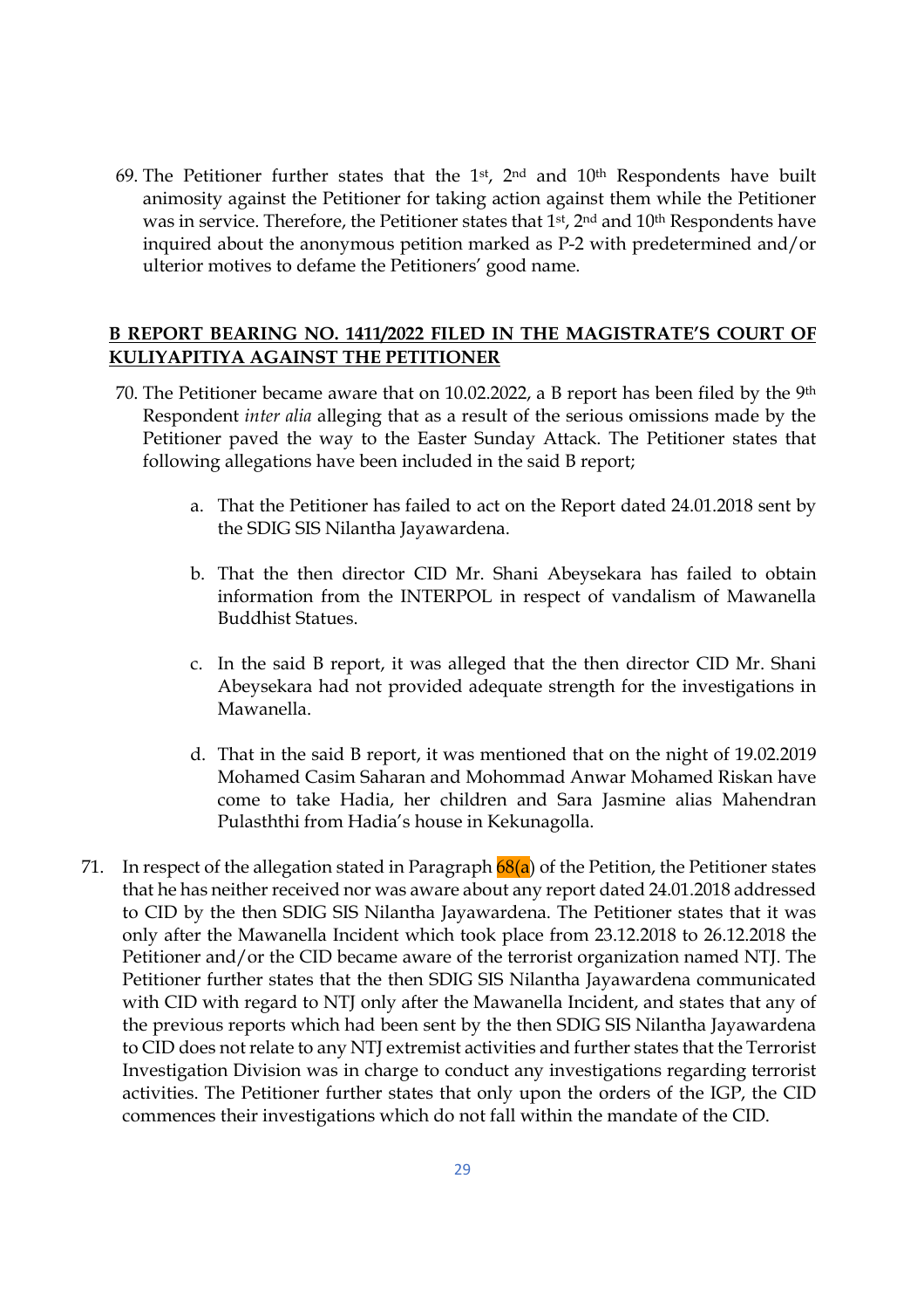69. The Petitioner further states that the 1st, 2nd and 10th Respondents have built animosity against the Petitioner for taking action against them while the Petitioner was in service. Therefore, the Petitioner states that 1st, 2nd and 10th Respondents have inquired about the anonymous petition marked as P-2 with predetermined and/or ulterior motives to defame the Petitioners' good name.

**B REPORT BEARING NO. 1411/2022 FILED IN THE MAGISTRATE'S COURT OF KULIYAPITIYA AGAINST THE PETITIONER**

70. The Petitioner became aware that on 10.02.2022, a B report has been filed by the 9th Respondent *inter alia* alleging that as a result of the serious omissions made by the Petitioner paved the way to the Easter Sunday Attack. The Petitioner states that following allegations have been included in the said B report;

    a. That the Petitioner has failed to act on the Report dated 24.01.2018 sent by the SDIG SIS Nilantha Jayawardena.

    b. That the then director CID Mr. Shani Abeysekara has failed to obtain information from the INTERPOL in respect of vandalism of Mawanella Buddhist Statues.

    c. In the said B report, it was alleged that the then director CID Mr. Shani Abeysekara had not provided adequate strength for the investigations in Mawanella.

    d. That in the said B report, it was mentioned that on the night of 19.02.2019 Mohamed Casim Saharan and Mohommad Anwar Mohamed Riskan have come to take Hadia, her children and Sara Jasmine alias Mahendran Pulasththi from Hadia's house in Kekunagolla.

71. In respect of the allegation stated in Paragraph 68(a) of the Petition, the Petitioner states that he has neither received nor was aware about any report dated 24.01.2018 addressed to CID by the then SDIG SIS Nilantha Jayawardena. The Petitioner states that it was only after the Mawanella Incident which took place from 23.12.2018 to 26.12.2018 the Petitioner and/or the CID became aware of the terrorist organization named NTJ. The Petitioner further states that the then SDIG SIS Nilantha Jayawardena communicated with CID with regard to NTJ only after the Mawanella Incident, and states that any of the previous reports which had been sent by the then SDIG SIS Nilantha Jayawardena to CID does not relate to any NTJ extremist activities and further states that the Terrorist Investigation Division was in charge to conduct any investigations regarding terrorist activities. The Petitioner further states that only upon the orders of the IGP, the CID commences their investigations which do not fall within the mandate of the CID.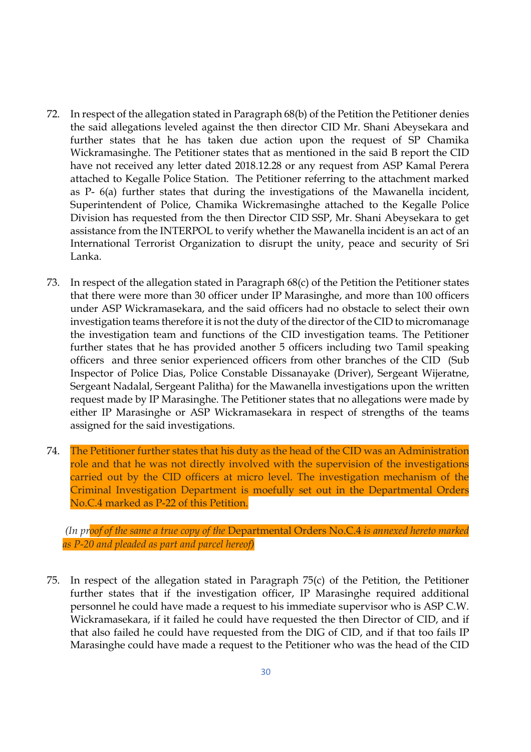72. In respect of the allegation stated in Paragraph 68(b) of the Petition the Petitioner denies the said allegations leveled against the then director CID Mr. Shani Abeysekara and further states that he has taken due action upon the request of SP Chamika Wickramasinghe. The Petitioner states that as mentioned in the said B report the CID have not received any letter dated 2018.12.28 or any request from ASP Kamal Perera attached to Kegalle Police Station. The Petitioner referring to the attachment marked as P- 6(a) further states that during the investigations of the Mawanella incident, Superintendent of Police, Chamika Wickremasinghe attached to the Kegalle Police Division has requested from the then Director CID SSP, Mr. Shani Abeysekara to get assistance from the INTERPOL to verify whether the Mawanella incident is an act of an International Terrorist Organization to disrupt the unity, peace and security of Sri Lanka.

73. In respect of the allegation stated in Paragraph 68(c) of the Petition the Petitioner states that there were more than 30 officer under IP Marasinghe, and more than 100 officers under ASP Wickramasekara, and the said officers had no obstacle to select their own investigation teams therefore it is not the duty of the director of the CID to micromanage the investigation team and functions of the CID investigation teams. The Petitioner further states that he has provided another 5 officers including two Tamil speaking officers and three senior experienced officers from other branches of the CID (Sub Inspector of Police Dias, Police Constable Dissanayake (Driver), Sergeant Wijeratne, Sergeant Nadalal, Sergeant Palitha) for the Mawanella investigations upon the written request made by IP Marasinghe. The Petitioner states that no allegations were made by either IP Marasinghe or ASP Wickramasekara in respect of strengths of the teams assigned for the said investigations.

74. The Petitioner further states that his duty as the head of the CID was an Administration role and that he was not directly involved with the supervision of the investigations carried out by the CID officers at micro level. The investigation mechanism of the Criminal Investigation Department is moefully set out in the Departmental Orders No.C.4 marked as P-22 of this Petition.

*(In proof of the same a true copy of the* Departmental Orders No.C.4 *is annexed hereto marked as P-20 and pleaded as part and parcel hereof)*

75. In respect of the allegation stated in Paragraph 75(c) of the Petition, the Petitioner further states that if the investigation officer, IP Marasinghe required additional personnel he could have made a request to his immediate supervisor who is ASP C.W. Wickramasekara, if it failed he could have requested the then Director of CID, and if that also failed he could have requested from the DIG of CID, and if that too fails IP Marasinghe could have made a request to the Petitioner who was the head of the CID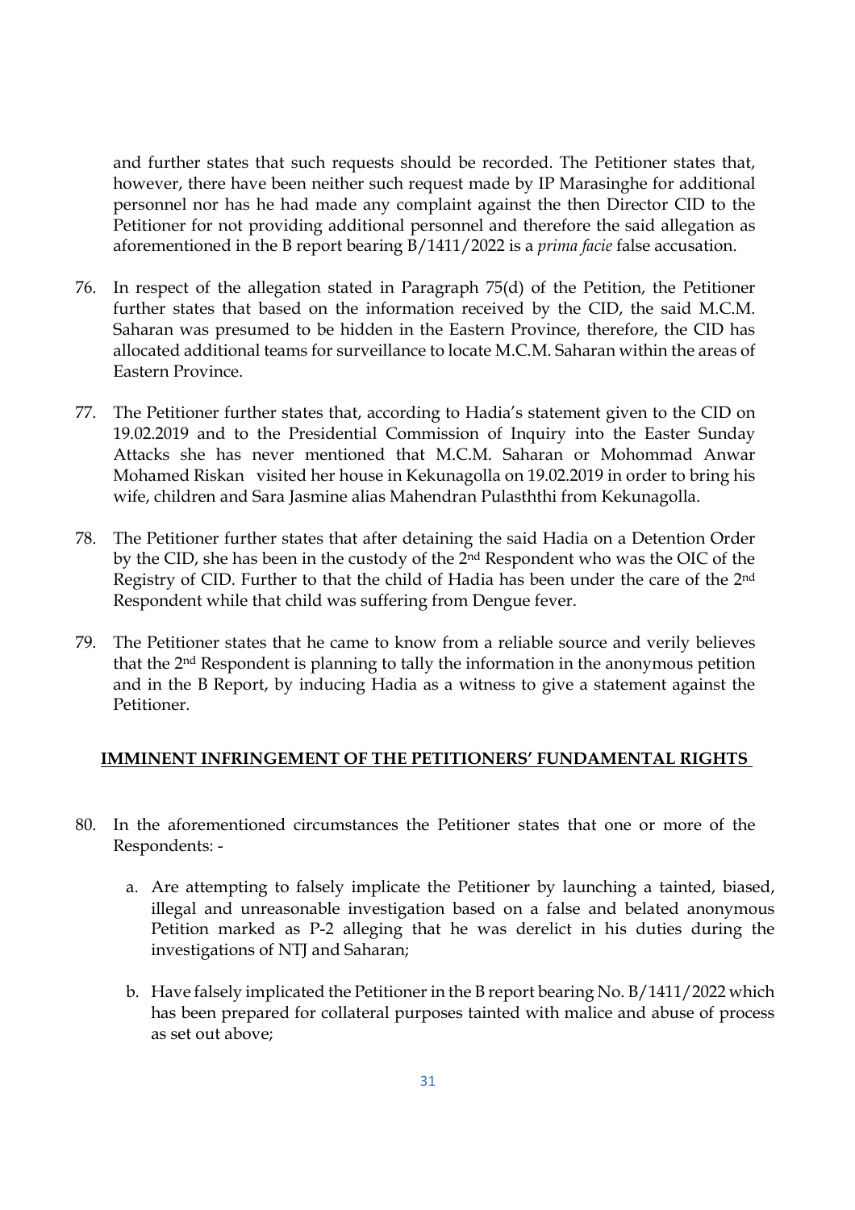and further states that such requests should be recorded. The Petitioner states that, however, there have been neither such request made by IP Marasinghe for additional personnel nor has he had made any complaint against the then Director CID to the Petitioner for not providing additional personnel and therefore the said allegation as aforementioned in the B report bearing B/1411/2022 is a *prima facie* false accusation.

76. In respect of the allegation stated in Paragraph 75(d) of the Petition, the Petitioner further states that based on the information received by the CID, the said M.C.M. Saharan was presumed to be hidden in the Eastern Province, therefore, the CID has allocated additional teams for surveillance to locate M.C.M. Saharan within the areas of Eastern Province.

77. The Petitioner further states that, according to Hadia's statement given to the CID on 19.02.2019 and to the Presidential Commission of Inquiry into the Easter Sunday Attacks she has never mentioned that M.C.M. Saharan or Mohommad Anwar Mohamed Riskan visited her house in Kekunagolla on 19.02.2019 in order to bring his wife, children and Sara Jasmine alias Mahendran Pulasththi from Kekunagolla.

78. The Petitioner further states that after detaining the said Hadia on a Detention Order by the CID, she has been in the custody of the 2nd Respondent who was the OIC of the Registry of CID. Further to that the child of Hadia has been under the care of the 2nd Respondent while that child was suffering from Dengue fever.

79. The Petitioner states that he came to know from a reliable source and verily believes that the 2nd Respondent is planning to tally the information in the anonymous petition and in the B Report, by inducing Hadia as a witness to give a statement against the Petitioner.

## IMMINENT INFRINGEMENT OF THE PETITIONERS' FUNDAMENTAL RIGHTS

80. In the aforementioned circumstances the Petitioner states that one or more of the Respondents: -

    a. Are attempting to falsely implicate the Petitioner by launching a tainted, biased, illegal and unreasonable investigation based on a false and belated anonymous Petition marked as P-2 alleging that he was derelict in his duties during the investigations of NTJ and Saharan;

    b. Have falsely implicated the Petitioner in the B report bearing No. B/1411/2022 which has been prepared for collateral purposes tainted with malice and abuse of process as set out above;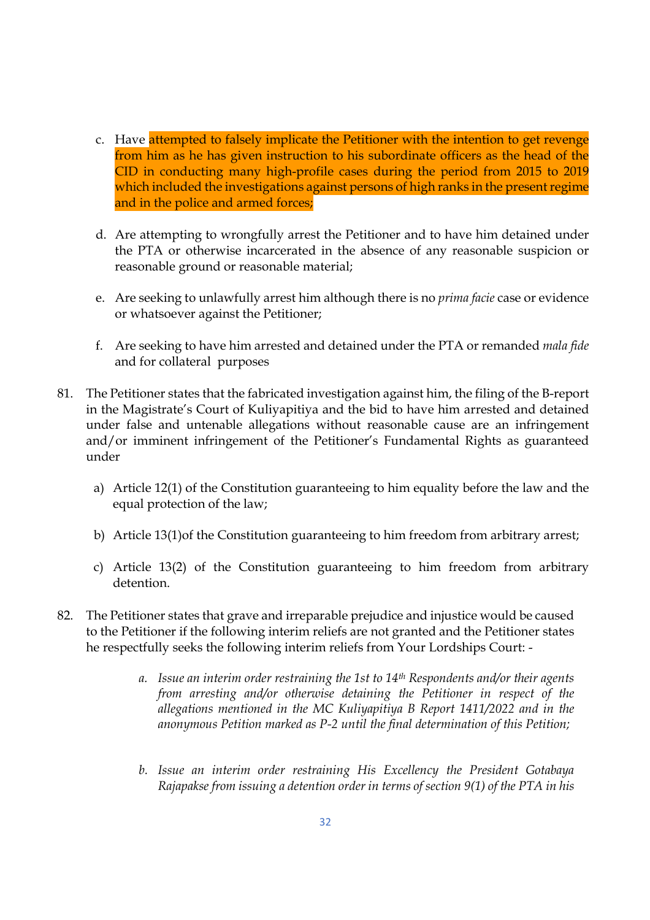c. Have attempted to falsely implicate the Petitioner with the intention to get revenge from him as he has given instruction to his subordinate officers as the head of the CID in conducting many high-profile cases during the period from 2015 to 2019 which included the investigations against persons of high ranks in the present regime and in the police and armed forces;

d. Are attempting to wrongfully arrest the Petitioner and to have him detained under the PTA or otherwise incarcerated in the absence of any reasonable suspicion or reasonable ground or reasonable material;

e. Are seeking to unlawfully arrest him although there is no *prima facie* case or evidence or whatsoever against the Petitioner;

f. Are seeking to have him arrested and detained under the PTA or remanded *mala fide* and for collateral purposes

81. The Petitioner states that the fabricated investigation against him, the filing of the B-report in the Magistrate's Court of Kuliyapitiya and the bid to have him arrested and detained under false and untenable allegations without reasonable cause are an infringement and/or imminent infringement of the Petitioner's Fundamental Rights as guaranteed under

   a) Article 12(1) of the Constitution guaranteeing to him equality before the law and the equal protection of the law;

   b) Article 13(1)of the Constitution guaranteeing to him freedom from arbitrary arrest;

   c) Article 13(2) of the Constitution guaranteeing to him freedom from arbitrary detention.

82. The Petitioner states that grave and irreparable prejudice and injustice would be caused to the Petitioner if the following interim reliefs are not granted and the Petitioner states he respectfully seeks the following interim reliefs from Your Lordships Court: -

   a. *Issue an interim order restraining the 1st to 14th Respondents and/or their agents from arresting and/or otherwise detaining the Petitioner in respect of the allegations mentioned in the MC Kuliyapitiya B Report 1411/2022 and in the anonymous Petition marked as P-2 until the final determination of this Petition;*

   b. *Issue an interim order restraining His Excellency the President Gotabaya Rajapakse from issuing a detention order in terms of section 9(1) of the PTA in his*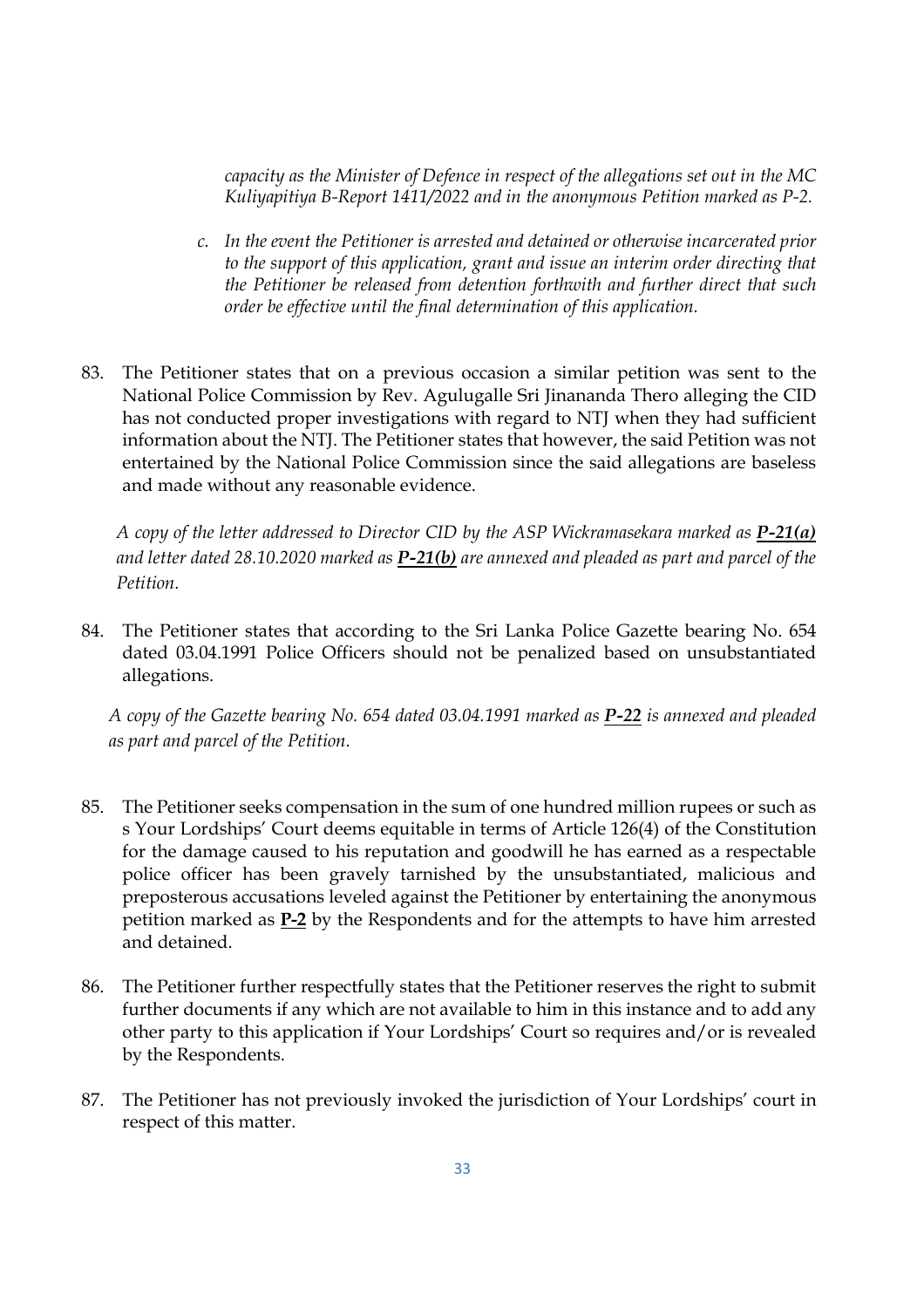*capacity as the Minister of Defence in respect of the allegations set out in the MC Kuliyapitiya B-Report 1411/2022 and in the anonymous Petition marked as P-2.*

c. *In the event the Petitioner is arrested and detained or otherwise incarcerated prior to the support of this application, grant and issue an interim order directing that the Petitioner be released from detention forthwith and further direct that such order be effective until the final determination of this application.*

83. The Petitioner states that on a previous occasion a similar petition was sent to the National Police Commission by Rev. Agulugalle Sri Jinananda Thero alleging the CID has not conducted proper investigations with regard to NTJ when they had sufficient information about the NTJ. The Petitioner states that however, the said Petition was not entertained by the National Police Commission since the said allegations are baseless and made without any reasonable evidence.

*A copy of the letter addressed to Director CID by the ASP Wickramasekara marked as **P-21(a)** and letter dated 28.10.2020 marked as **P-21(b)** are annexed and pleaded as part and parcel of the Petition.*

84. The Petitioner states that according to the Sri Lanka Police Gazette bearing No. 654 dated 03.04.1991 Police Officers should not be penalized based on unsubstantiated allegations.

*A copy of the Gazette bearing No. 654 dated 03.04.1991 marked as **P-22** is annexed and pleaded as part and parcel of the Petition.*

85. The Petitioner seeks compensation in the sum of one hundred million rupees or such as s Your Lordships' Court deems equitable in terms of Article 126(4) of the Constitution for the damage caused to his reputation and goodwill he has earned as a respectable police officer has been gravely tarnished by the unsubstantiated, malicious and preposterous accusations leveled against the Petitioner by entertaining the anonymous petition marked as **P-2** by the Respondents and for the attempts to have him arrested and detained.

86. The Petitioner further respectfully states that the Petitioner reserves the right to submit further documents if any which are not available to him in this instance and to add any other party to this application if Your Lordships' Court so requires and/or is revealed by the Respondents.

87. The Petitioner has not previously invoked the jurisdiction of Your Lordships' court in respect of this matter.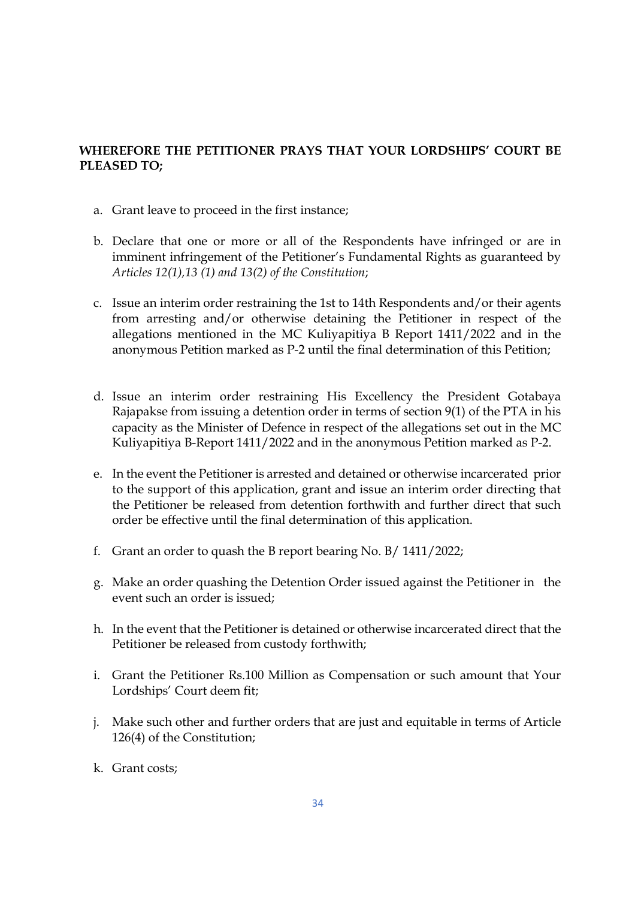**WHEREFORE THE PETITIONER PRAYS THAT YOUR LORDSHIPS' COURT BE PLEASED TO;**

a. Grant leave to proceed in the first instance;

b. Declare that one or more or all of the Respondents have infringed or are in imminent infringement of the Petitioner's Fundamental Rights as guaranteed by *Articles 12(1),13 (1) and 13(2) of the Constitution*;

c. Issue an interim order restraining the 1st to 14th Respondents and/or their agents from arresting and/or otherwise detaining the Petitioner in respect of the allegations mentioned in the MC Kuliyapitiya B Report 1411/2022 and in the anonymous Petition marked as P-2 until the final determination of this Petition;

d. Issue an interim order restraining His Excellency the President Gotabaya Rajapakse from issuing a detention order in terms of section 9(1) of the PTA in his capacity as the Minister of Defence in respect of the allegations set out in the MC Kuliyapitiya B-Report 1411/2022 and in the anonymous Petition marked as P-2.

e. In the event the Petitioner is arrested and detained or otherwise incarcerated prior to the support of this application, grant and issue an interim order directing that the Petitioner be released from detention forthwith and further direct that such order be effective until the final determination of this application.

f. Grant an order to quash the B report bearing No. B/ 1411/2022;

g. Make an order quashing the Detention Order issued against the Petitioner in the event such an order is issued;

h. In the event that the Petitioner is detained or otherwise incarcerated direct that the Petitioner be released from custody forthwith;

i. Grant the Petitioner Rs.100 Million as Compensation or such amount that Your Lordships' Court deem fit;

j. Make such other and further orders that are just and equitable in terms of Article 126(4) of the Constitution;

k. Grant costs;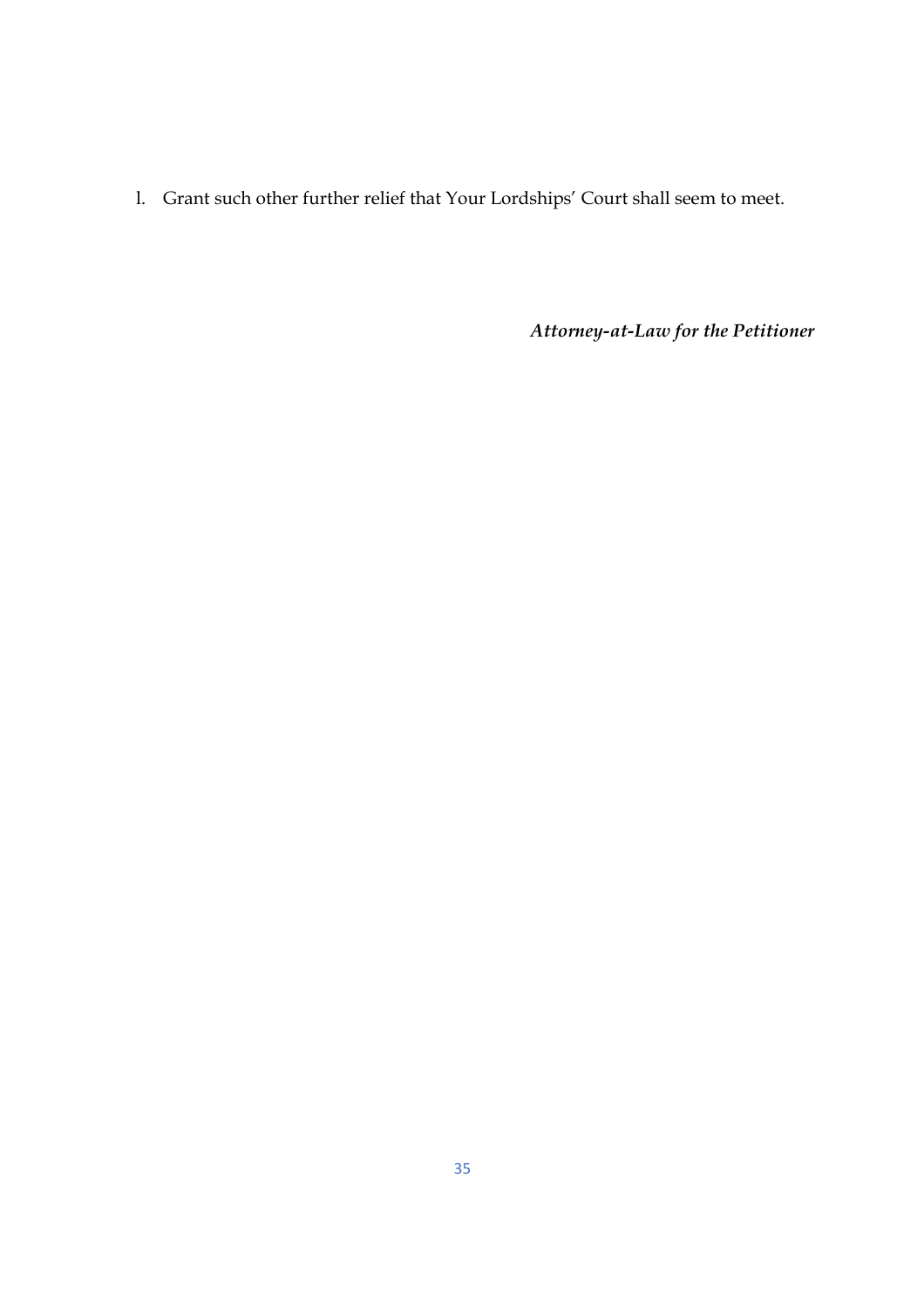l. Grant such other further relief that Your Lordships' Court shall seem to meet.

***Attorney-at-Law for the Petitioner***